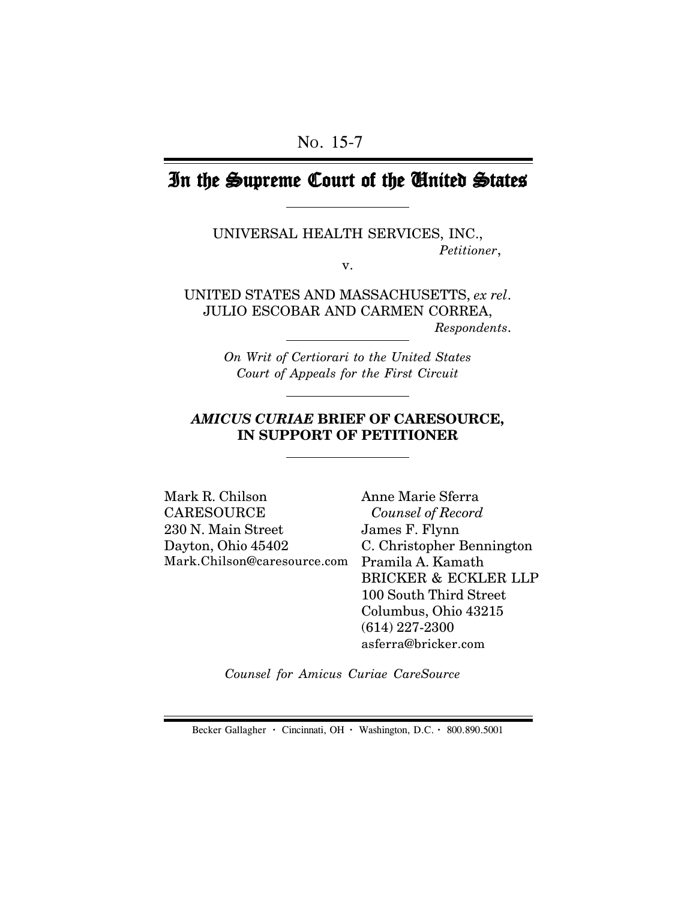No. 15-7

# In the Supreme Court of the United States

UNIVERSAL HEALTH SERVICES, INC.,
*Petitioner*,

v.

UNITED STATES AND MASSACHUSETTS, *ex rel*.
JULIO ESCOBAR AND CARMEN CORREA,
*Respondents*.

*On Writ of Certiorari to the United States Court of Appeals for the First Circuit*

## *AMICUS CURIAE* BRIEF OF CARESOURCE, IN SUPPORT OF PETITIONER

Mark R. Chilson
CARESOURCE
230 N. Main Street
Dayton, Ohio 45402
Mark.Chilson@caresource.com

Anne Marie Sferra
*Counsel of Record*
James F. Flynn
C. Christopher Bennington
Pramila A. Kamath
BRICKER & ECKLER LLP
100 South Third Street
Columbus, Ohio 43215
(614) 227-2300
asferra@bricker.com

*Counsel for Amicus Curiae CareSource*

Becker Gallagher · Cincinnati, OH · Washington, D.C. · 800.890.5001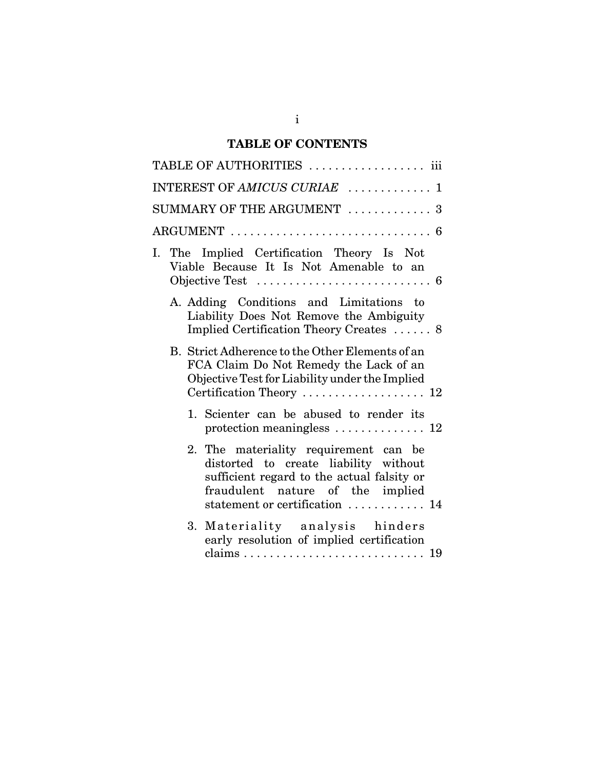# TABLE OF CONTENTS

TABLE OF AUTHORITIES . . . . . . . . . . . . . . . . . . iii

INTEREST OF *AMICUS CURIAE* . . . . . . . . . . . . . 1

SUMMARY OF THE ARGUMENT . . . . . . . . . . . . . 3

ARGUMENT . . . . . . . . . . . . . . . . . . . . . . . . . . . . . . 6

I. The Implied Certification Theory Is Not Viable Because It Is Not Amenable to an Objective Test . . . . . . . . . . . . . . . . . . . . . . . . . . 6

  A. Adding Conditions and Limitations to Liability Does Not Remove the Ambiguity Implied Certification Theory Creates . . . . . . 8

  B. Strict Adherence to the Other Elements of an FCA Claim Do Not Remedy the Lack of an Objective Test for Liability under the Implied Certification Theory . . . . . . . . . . . . . . . . . . . 12

    1. Scienter can be abused to render its protection meaningless . . . . . . . . . . . . . . 12

    2. The materiality requirement can be distorted to create liability without sufficient regard to the actual falsity or fraudulent nature of the implied statement or certification . . . . . . . . . . . . 14

    3. Materiality analysis hinders early resolution of implied certification claims . . . . . . . . . . . . . . . . . . . . . . . . . . . . 19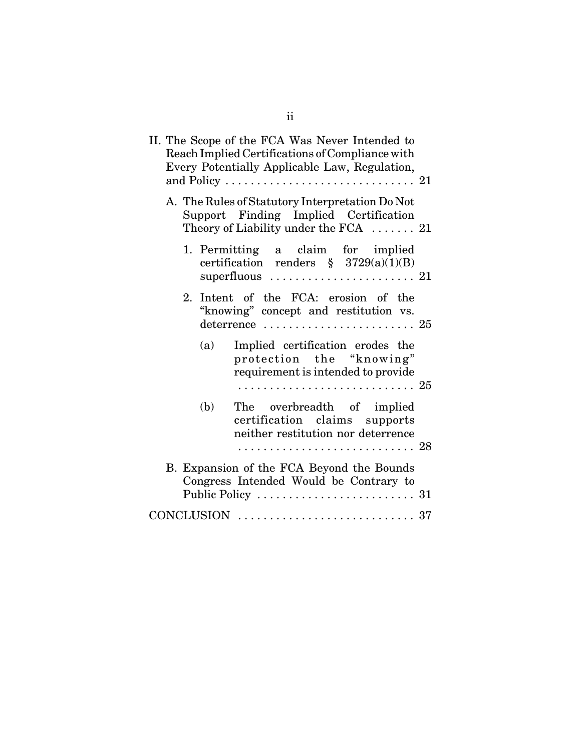II. The Scope of the FCA Was Never Intended to Reach Implied Certifications of Compliance with Every Potentially Applicable Law, Regulation, and Policy . . . . . . . . . . . . . . . . . . . . . . . . . . . . . . 21

- A. The Rules of Statutory Interpretation Do Not Support Finding Implied Certification Theory of Liability under the FCA . . . . . . . 21
  - 1. Permitting a claim for implied certification renders § 3729(a)(1)(B) superfluous . . . . . . . . . . . . . . . . . . . . . . . 21
  - 2. Intent of the FCA: erosion of the "knowing" concept and restitution vs. deterrence . . . . . . . . . . . . . . . . . . . . . . . . 25
    - (a) Implied certification erodes the protection the "knowing" requirement is intended to provide . . . . . . . . . . . . . . . . . . . . . . . . . . . . 25
    - (b) The overbreadth of implied certification claims supports neither restitution nor deterrence . . . . . . . . . . . . . . . . . . . . . . . . . . . . 28
- B. Expansion of the FCA Beyond the Bounds Congress Intended Would be Contrary to Public Policy . . . . . . . . . . . . . . . . . . . . . . . . . 31

CONCLUSION . . . . . . . . . . . . . . . . . . . . . . . . . . . . 37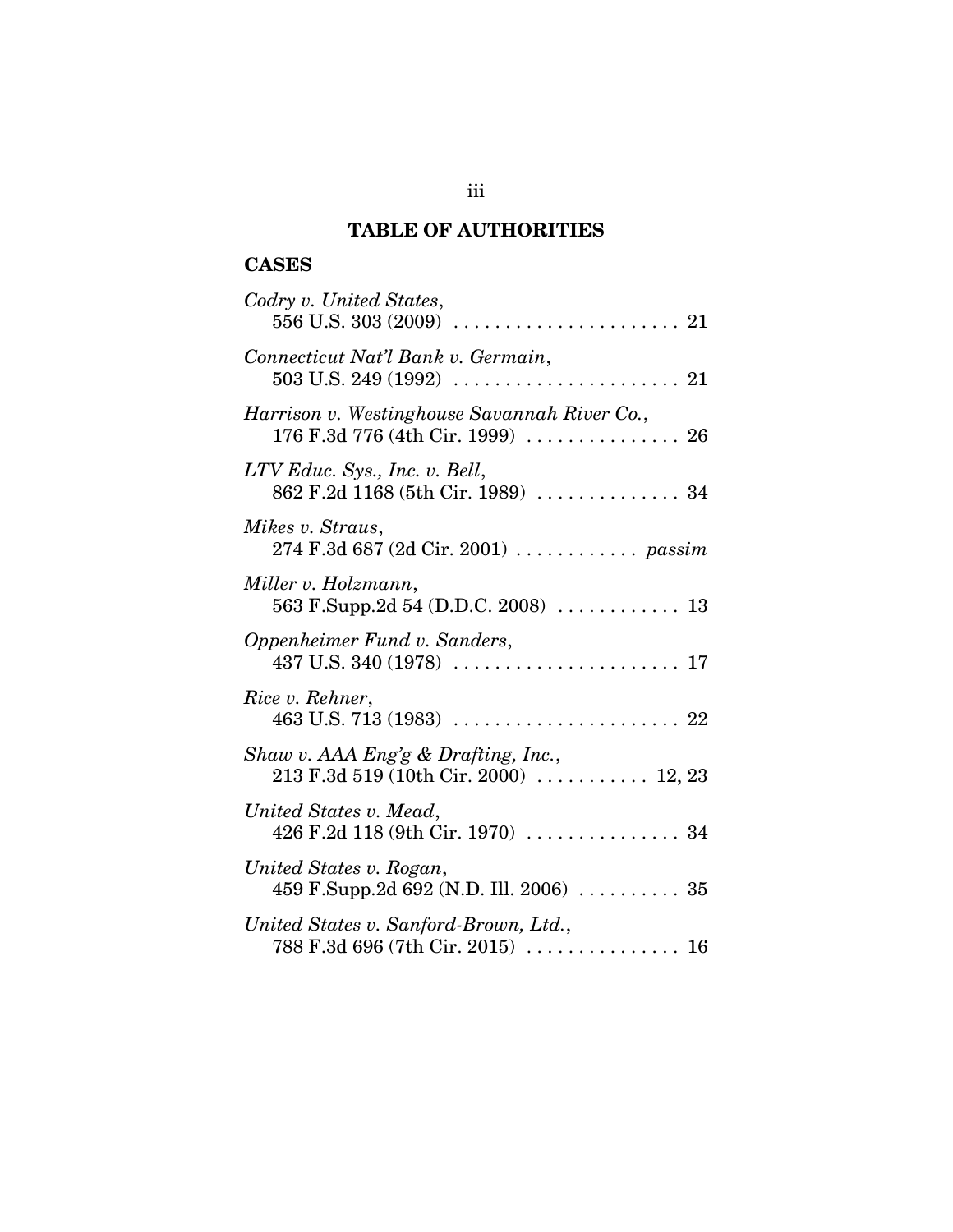## TABLE OF AUTHORITIES

### CASES

*Codry v. United States*,
556 U.S. 303 (2009) . . . . . . . . . . . . . . . . . . . . . . 21

*Connecticut Nat'l Bank v. Germain*,
503 U.S. 249 (1992) . . . . . . . . . . . . . . . . . . . . . . 21

*Harrison v. Westinghouse Savannah River Co.*,
176 F.3d 776 (4th Cir. 1999) . . . . . . . . . . . . . . . 26

*LTV Educ. Sys., Inc. v. Bell*,
862 F.2d 1168 (5th Cir. 1989) . . . . . . . . . . . . . . 34

*Mikes v. Straus*,
274 F.3d 687 (2d Cir. 2001) . . . . . . . . . . . . *passim*

*Miller v. Holzmann*,
563 F.Supp.2d 54 (D.D.C. 2008) . . . . . . . . . . . . 13

*Oppenheimer Fund v. Sanders*,
437 U.S. 340 (1978) . . . . . . . . . . . . . . . . . . . . . . 17

*Rice v. Rehner*,
463 U.S. 713 (1983) . . . . . . . . . . . . . . . . . . . . . . 22

*Shaw v. AAA Eng'g & Drafting, Inc.*,
213 F.3d 519 (10th Cir. 2000) . . . . . . . . . . . 12, 23

*United States v. Mead*,
426 F.2d 118 (9th Cir. 1970) . . . . . . . . . . . . . . . 34

*United States v. Rogan*,
459 F.Supp.2d 692 (N.D. Ill. 2006) . . . . . . . . . . 35

*United States v. Sanford-Brown, Ltd.*,
788 F.3d 696 (7th Cir. 2015) . . . . . . . . . . . . . . . 16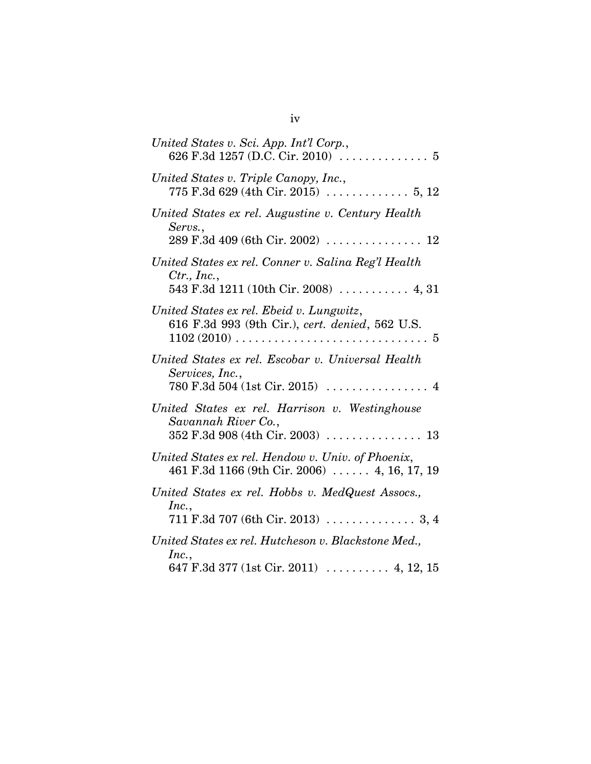*United States v. Sci. App. Int'l Corp.*,
626 F.3d 1257 (D.C. Cir. 2010) . . . . . . . . . . . . . . 5

*United States v. Triple Canopy, Inc.*,
775 F.3d 629 (4th Cir. 2015) . . . . . . . . . . . . . 5, 12

*United States ex rel. Augustine v. Century Health Servs.*,
289 F.3d 409 (6th Cir. 2002) . . . . . . . . . . . . . . . 12

*United States ex rel. Conner v. Salina Reg'l Health Ctr., Inc.*,
543 F.3d 1211 (10th Cir. 2008) . . . . . . . . . . . 4, 31

*United States ex rel. Ebeid v. Lungwitz*,
616 F.3d 993 (9th Cir.), *cert. denied*, 562 U.S. 1102 (2010) . . . . . . . . . . . . . . . . . . . . . . . . . . . . . . 5

*United States ex rel. Escobar v. Universal Health Services, Inc.*,
780 F.3d 504 (1st Cir. 2015) . . . . . . . . . . . . . . . . 4

*United States ex rel. Harrison v. Westinghouse Savannah River Co.*,
352 F.3d 908 (4th Cir. 2003) . . . . . . . . . . . . . . . 13

*United States ex rel. Hendow v. Univ. of Phoenix*,
461 F.3d 1166 (9th Cir. 2006) . . . . . . 4, 16, 17, 19

*United States ex rel. Hobbs v. MedQuest Assocs., Inc.*,
711 F.3d 707 (6th Cir. 2013) . . . . . . . . . . . . . . 3, 4

*United States ex rel. Hutcheson v. Blackstone Med., Inc.*,
647 F.3d 377 (1st Cir. 2011) . . . . . . . . . . 4, 12, 15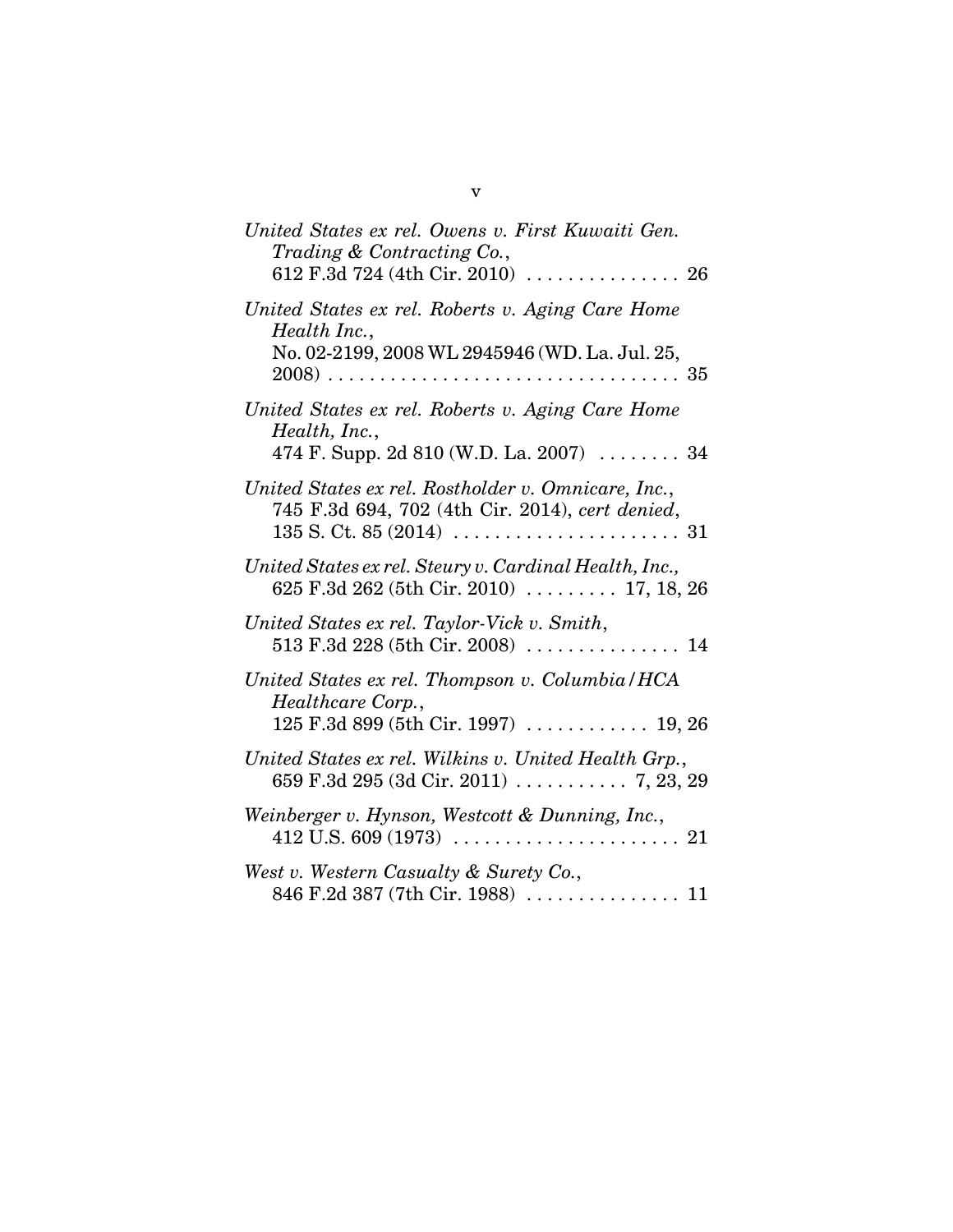*United States ex rel. Owens v. First Kuwaiti Gen. Trading & Contracting Co.*,
612 F.3d 724 (4th Cir. 2010) . . . . . . . . . . . . . . . 26

*United States ex rel. Roberts v. Aging Care Home Health Inc.*,
No. 02-2199, 2008 WL 2945946 (WD. La. Jul. 25, 2008) . . . . . . . . . . . . . . . . . . . . . . . . . . . . . . . . . 35

*United States ex rel. Roberts v. Aging Care Home Health, Inc.*,
474 F. Supp. 2d 810 (W.D. La. 2007) . . . . . . . . 34

*United States ex rel. Rostholder v. Omnicare, Inc.*,
745 F.3d 694, 702 (4th Cir. 2014), *cert denied*, 135 S. Ct. 85 (2014) . . . . . . . . . . . . . . . . . . . . . 31

*United States ex rel. Steury v. Cardinal Health, Inc.,*
625 F.3d 262 (5th Cir. 2010) . . . . . . . . . 17, 18, 26

*United States ex rel. Taylor-Vick v. Smith*,
513 F.3d 228 (5th Cir. 2008) . . . . . . . . . . . . . . . 14

*United States ex rel. Thompson v. Columbia/HCA Healthcare Corp.*,
125 F.3d 899 (5th Cir. 1997) . . . . . . . . . . . . 19, 26

*United States ex rel. Wilkins v. United Health Grp.*,
659 F.3d 295 (3d Cir. 2011) . . . . . . . . . . . 7, 23, 29

*Weinberger v. Hynson, Westcott & Dunning, Inc.*,
412 U.S. 609 (1973) . . . . . . . . . . . . . . . . . . . . . . 21

*West v. Western Casualty & Surety Co.*,
846 F.2d 387 (7th Cir. 1988) . . . . . . . . . . . . . . . 11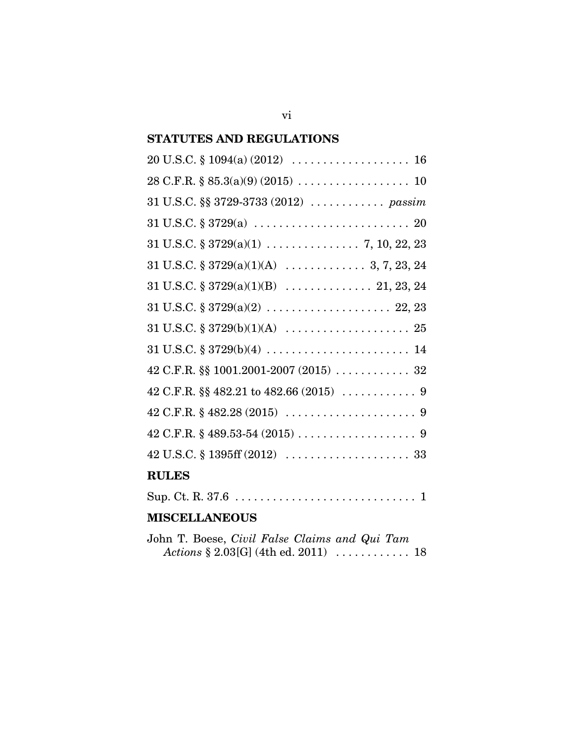## STATUTES AND REGULATIONS

20 U.S.C. § 1094(a) (2012) . . . . . . . . . . . . . . . . . . . 16

28 C.F.R. § 85.3(a)(9) (2015) . . . . . . . . . . . . . . . . . . 10

31 U.S.C. §§ 3729-3733 (2012) . . . . . . . . . . . . *passim*

31 U.S.C. § 3729(a) . . . . . . . . . . . . . . . . . . . . . . . . . 20

31 U.S.C. § 3729(a)(1) . . . . . . . . . . . . . . . 7, 10, 22, 23

31 U.S.C. § 3729(a)(1)(A) . . . . . . . . . . . . . 3, 7, 23, 24

31 U.S.C. § 3729(a)(1)(B) . . . . . . . . . . . . . . 21, 23, 24

31 U.S.C. § 3729(a)(2) . . . . . . . . . . . . . . . . . . . . 22, 23

31 U.S.C. § 3729(b)(1)(A) . . . . . . . . . . . . . . . . . . . . 25

31 U.S.C. § 3729(b)(4) . . . . . . . . . . . . . . . . . . . . . . . 14

42 C.F.R. §§ 1001.2001-2007 (2015) . . . . . . . . . . . . 32

42 C.F.R. §§ 482.21 to 482.66 (2015) . . . . . . . . . . . . 9

42 C.F.R. § 482.28 (2015) . . . . . . . . . . . . . . . . . . . . . 9

42 C.F.R. § 489.53-54 (2015) . . . . . . . . . . . . . . . . . . . 9

42 U.S.C. § 1395ff (2012) . . . . . . . . . . . . . . . . . . . . 33

## RULES

Sup. Ct. R. 37.6 . . . . . . . . . . . . . . . . . . . . . . . . . . . . . 1

## MISCELLANEOUS

John T. Boese, *Civil False Claims and Qui Tam Actions* § 2.03[G] (4th ed. 2011) . . . . . . . . . . . . 18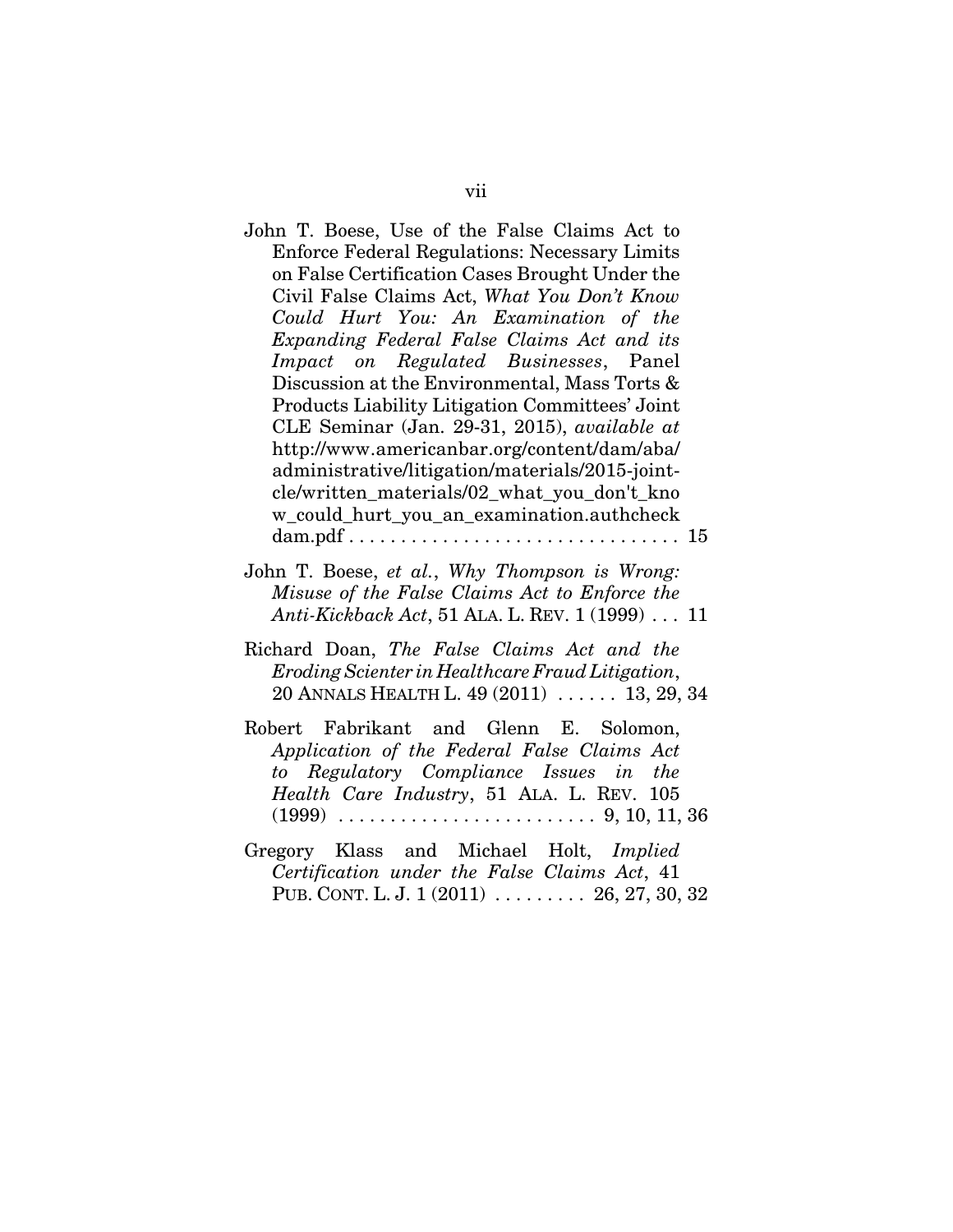John T. Boese, Use of the False Claims Act to Enforce Federal Regulations: Necessary Limits on False Certification Cases Brought Under the Civil False Claims Act, *What You Don't Know Could Hurt You: An Examination of the Expanding Federal False Claims Act and its Impact on Regulated Businesses*, Panel Discussion at the Environmental, Mass Torts & Products Liability Litigation Committees' Joint CLE Seminar (Jan. 29-31, 2015), *available at* http://www.americanbar.org/content/dam/aba/administrative/litigation/materials/2015-joint-cle/written_materials/02_what_you_don't_know_could_hurt_you_an_examination.authcheckdam.pdf . . . . . . . . . . . . . . . . . . . . . . . . . . . . . . . 15

John T. Boese, *et al.*, *Why Thompson is Wrong: Misuse of the False Claims Act to Enforce the Anti-Kickback Act*, 51 ALA. L. REV. 1 (1999) . . . 11

Richard Doan, *The False Claims Act and the Eroding Scienter in Healthcare Fraud Litigation*, 20 ANNALS HEALTH L. 49 (2011) . . . . . . 13, 29, 34

Robert Fabrikant and Glenn E. Solomon, *Application of the Federal False Claims Act to Regulatory Compliance Issues in the Health Care Industry*, 51 ALA. L. REV. 105 (1999) . . . . . . . . . . . . . . . . . . . . . . . . 9, 10, 11, 36

Gregory Klass and Michael Holt, *Implied Certification under the False Claims Act*, 41 PUB. CONT. L. J. 1 (2011) . . . . . . . . . 26, 27, 30, 32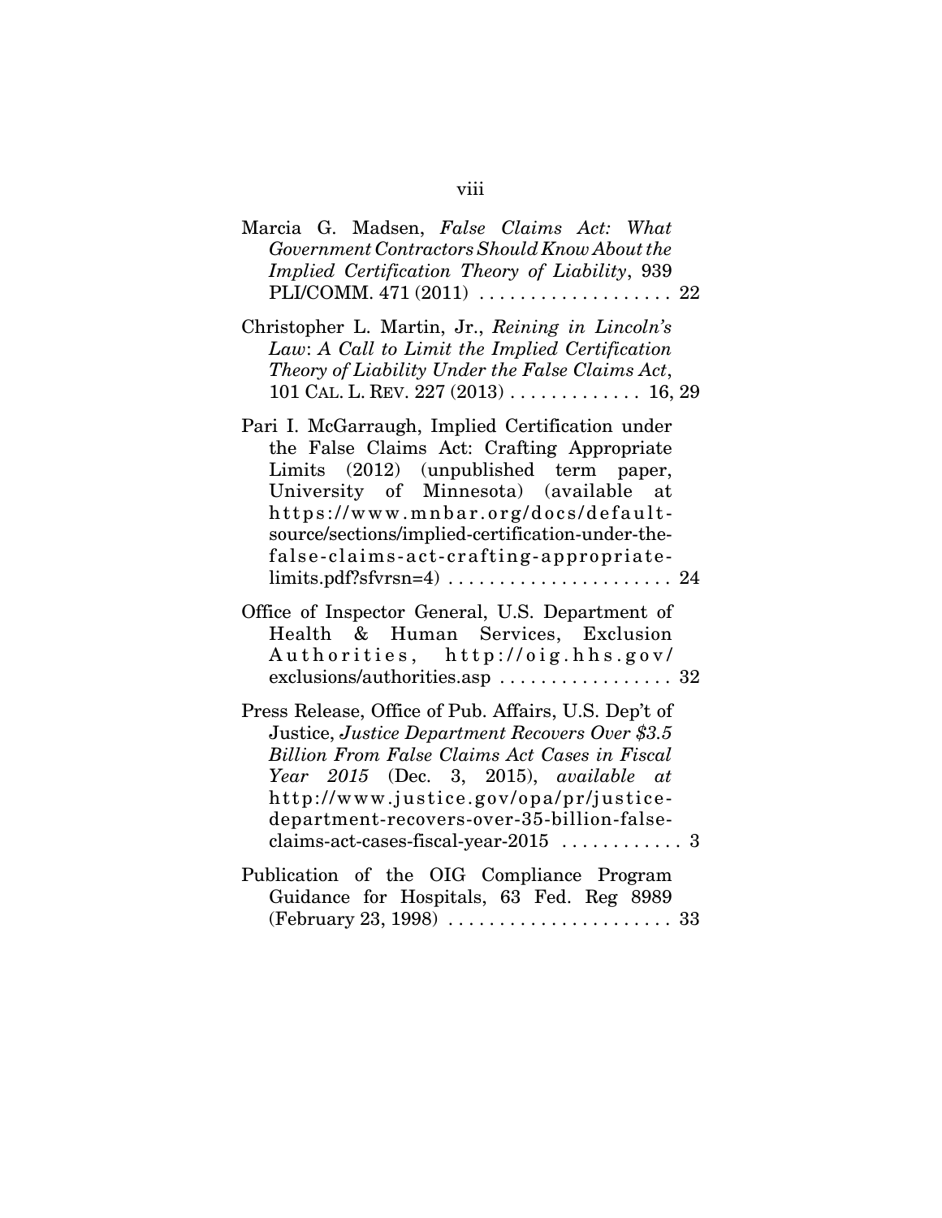Marcia G. Madsen, *False Claims Act: What Government Contractors Should Know About the Implied Certification Theory of Liability*, 939 PLI/COMM. 471 (2011) . . . . . . . . . . . . . . . . . . . 22

Christopher L. Martin, Jr., *Reining in Lincoln's Law*: *A Call to Limit the Implied Certification Theory of Liability Under the False Claims Act*, 101 CAL. L. REV. 227 (2013) . . . . . . . . . . . . . 16, 29

Pari I. McGarraugh, Implied Certification under the False Claims Act: Crafting Appropriate Limits (2012) (unpublished term paper, University of Minnesota) (available at https://www.mnbar.org/docs/default-source/sections/implied-certification-under-the-false-claims-act-crafting-appropriate-limits.pdf?sfvrsn=4) . . . . . . . . . . . . . . . . . . . . . . 24

Office of Inspector General, U.S. Department of Health & Human Services, Exclusion Authorities, http://oig.hhs.gov/exclusions/authorities.asp . . . . . . . . . . . . . . . . . 32

Press Release, Office of Pub. Affairs, U.S. Dep't of Justice, *Justice Department Recovers Over $3.5 Billion From False Claims Act Cases in Fiscal Year 2015* (Dec. 3, 2015), *available at* http://www.justice.gov/opa/pr/justice-department-recovers-over-35-billion-false-claims-act-cases-fiscal-year-2015 . . . . . . . . . . . . 3

Publication of the OIG Compliance Program Guidance for Hospitals, 63 Fed. Reg 8989 (February 23, 1998) . . . . . . . . . . . . . . . . . . . . . . 33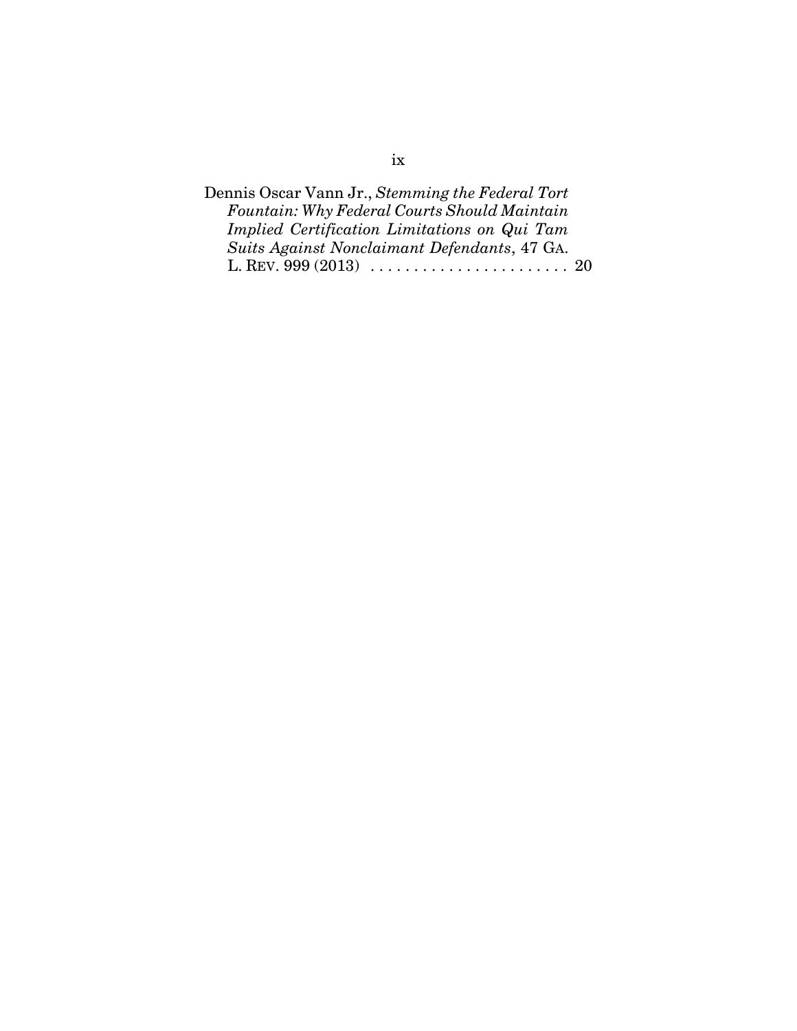Dennis Oscar Vann Jr., *Stemming the Federal Tort Fountain: Why Federal Courts Should Maintain Implied Certification Limitations on Qui Tam Suits Against Nonclaimant Defendants*, 47 GA. L. REV. 999 (2013) . . . . . . . . . . . . . . . . . . . . . . . 20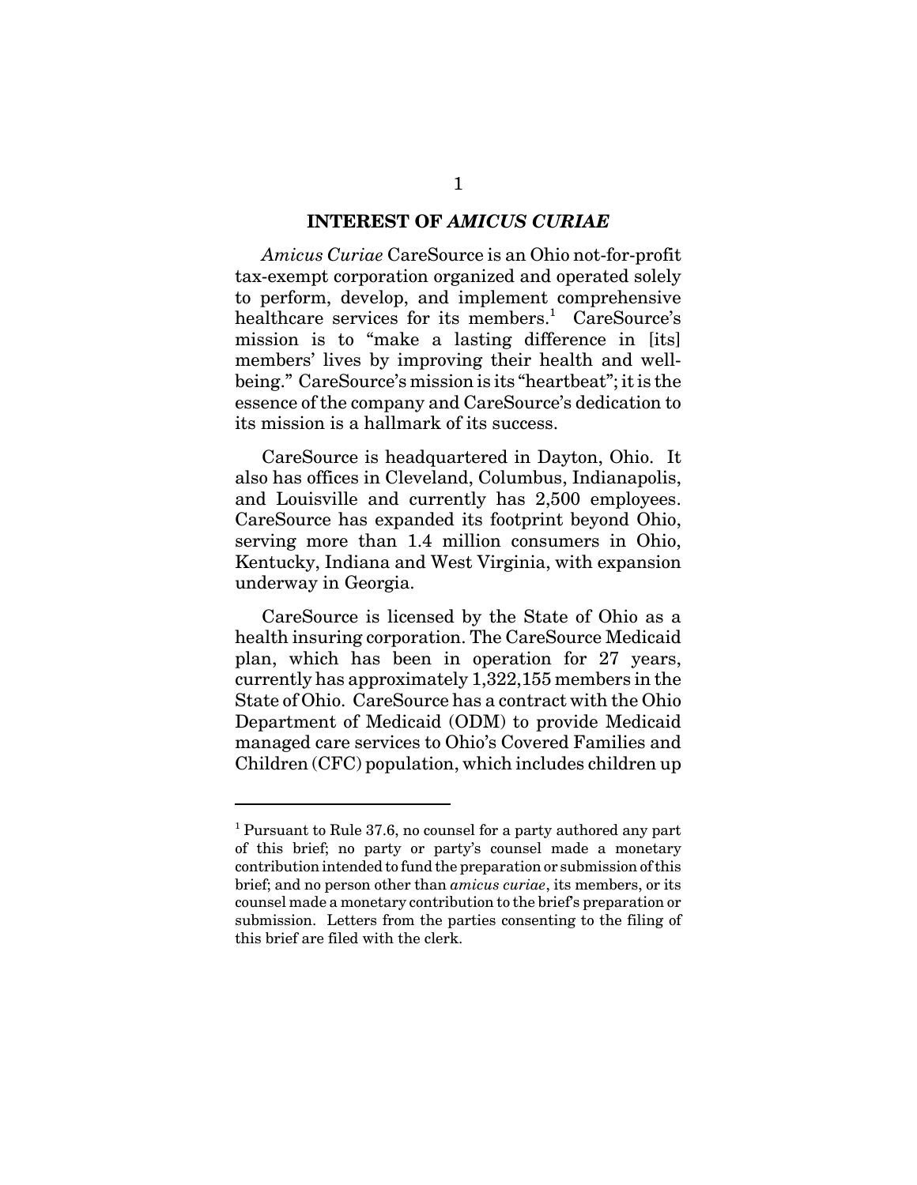## INTEREST OF *AMICUS CURIAE*

*Amicus Curiae* CareSource is an Ohio not-for-profit tax-exempt corporation organized and operated solely to perform, develop, and implement comprehensive healthcare services for its members.[1] CareSource's mission is to "make a lasting difference in [its] members' lives by improving their health and well-being." CareSource's mission is its "heartbeat"; it is the essence of the company and CareSource's dedication to its mission is a hallmark of its success.

CareSource is headquartered in Dayton, Ohio. It also has offices in Cleveland, Columbus, Indianapolis, and Louisville and currently has 2,500 employees. CareSource has expanded its footprint beyond Ohio, serving more than 1.4 million consumers in Ohio, Kentucky, Indiana and West Virginia, with expansion underway in Georgia.

CareSource is licensed by the State of Ohio as a health insuring corporation. The CareSource Medicaid plan, which has been in operation for 27 years, currently has approximately 1,322,155 members in the State of Ohio. CareSource has a contract with the Ohio Department of Medicaid (ODM) to provide Medicaid managed care services to Ohio's Covered Families and Children (CFC) population, which includes children up

---

[1] Pursuant to Rule 37.6, no counsel for a party authored any part of this brief; no party or party's counsel made a monetary contribution intended to fund the preparation or submission of this brief; and no person other than *amicus curiae*, its members, or its counsel made a monetary contribution to the brief's preparation or submission. Letters from the parties consenting to the filing of this brief are filed with the clerk.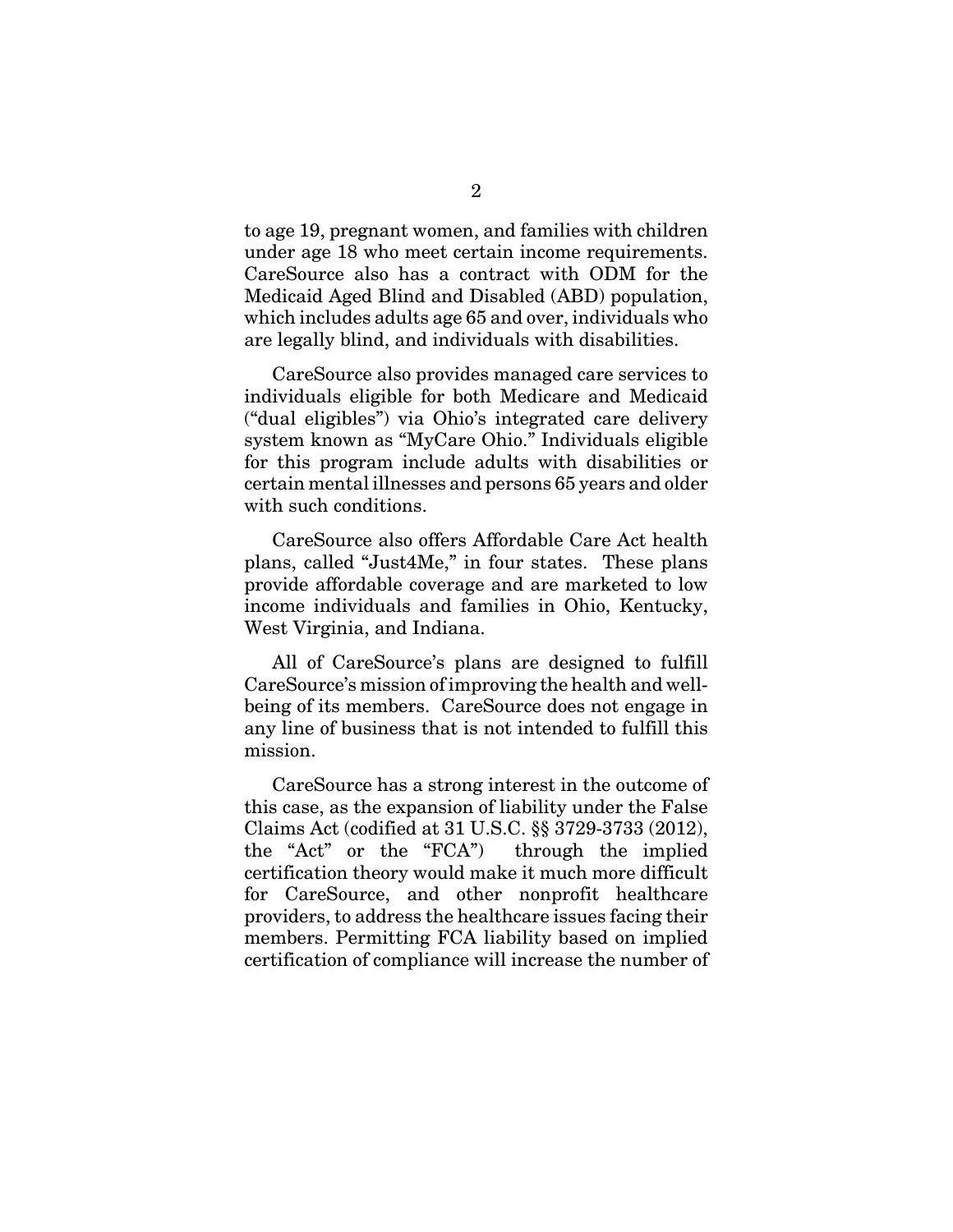to age 19, pregnant women, and families with children under age 18 who meet certain income requirements. CareSource also has a contract with ODM for the Medicaid Aged Blind and Disabled (ABD) population, which includes adults age 65 and over, individuals who are legally blind, and individuals with disabilities.

CareSource also provides managed care services to individuals eligible for both Medicare and Medicaid ("dual eligibles") via Ohio's integrated care delivery system known as "MyCare Ohio." Individuals eligible for this program include adults with disabilities or certain mental illnesses and persons 65 years and older with such conditions.

CareSource also offers Affordable Care Act health plans, called "Just4Me," in four states. These plans provide affordable coverage and are marketed to low income individuals and families in Ohio, Kentucky, West Virginia, and Indiana.

All of CareSource's plans are designed to fulfill CareSource's mission of improving the health and well-being of its members. CareSource does not engage in any line of business that is not intended to fulfill this mission.

CareSource has a strong interest in the outcome of this case, as the expansion of liability under the False Claims Act (codified at 31 U.S.C. §§ 3729-3733 (2012), the "Act" or the "FCA") through the implied certification theory would make it much more difficult for CareSource, and other nonprofit healthcare providers, to address the healthcare issues facing their members. Permitting FCA liability based on implied certification of compliance will increase the number of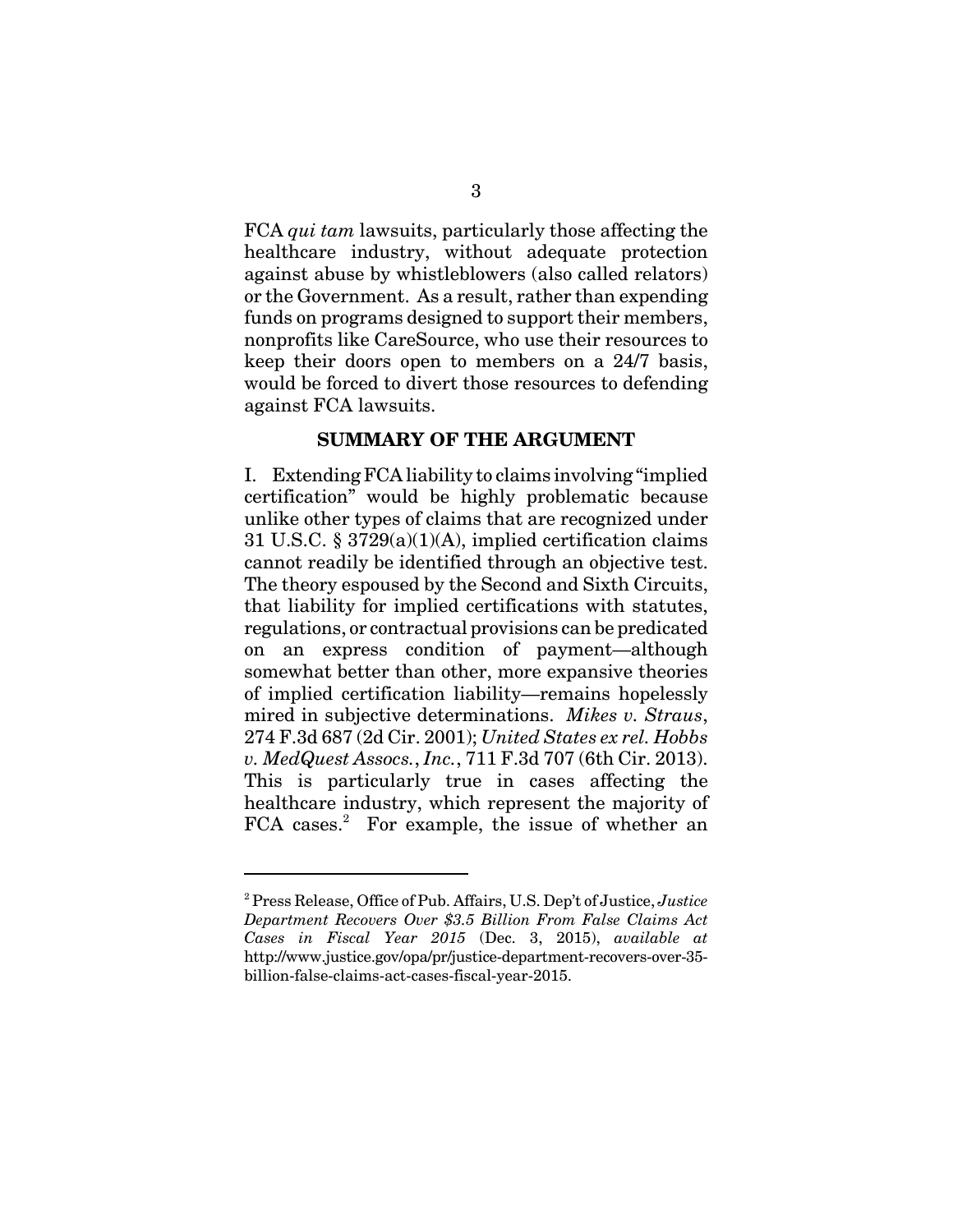FCA *qui tam* lawsuits, particularly those affecting the healthcare industry, without adequate protection against abuse by whistleblowers (also called relators) or the Government. As a result, rather than expending funds on programs designed to support their members, nonprofits like CareSource, who use their resources to keep their doors open to members on a 24/7 basis, would be forced to divert those resources to defending against FCA lawsuits.

## SUMMARY OF THE ARGUMENT

I. Extending FCA liability to claims involving "implied certification" would be highly problematic because unlike other types of claims that are recognized under 31 U.S.C. § 3729(a)(1)(A), implied certification claims cannot readily be identified through an objective test. The theory espoused by the Second and Sixth Circuits, that liability for implied certifications with statutes, regulations, or contractual provisions can be predicated on an express condition of payment—although somewhat better than other, more expansive theories of implied certification liability—remains hopelessly mired in subjective determinations. *Mikes v. Straus*, 274 F.3d 687 (2d Cir. 2001); *United States ex rel. Hobbs v. MedQuest Assocs., Inc.*, 711 F.3d 707 (6th Cir. 2013). This is particularly true in cases affecting the healthcare industry, which represent the majority of FCA cases.[2] For example, the issue of whether an

[2] Press Release, Office of Pub. Affairs, U.S. Dep't of Justice, *Justice Department Recovers Over $3.5 Billion From False Claims Act Cases in Fiscal Year 2015* (Dec. 3, 2015), *available at* http://www.justice.gov/opa/pr/justice-department-recovers-over-35-billion-false-claims-act-cases-fiscal-year-2015.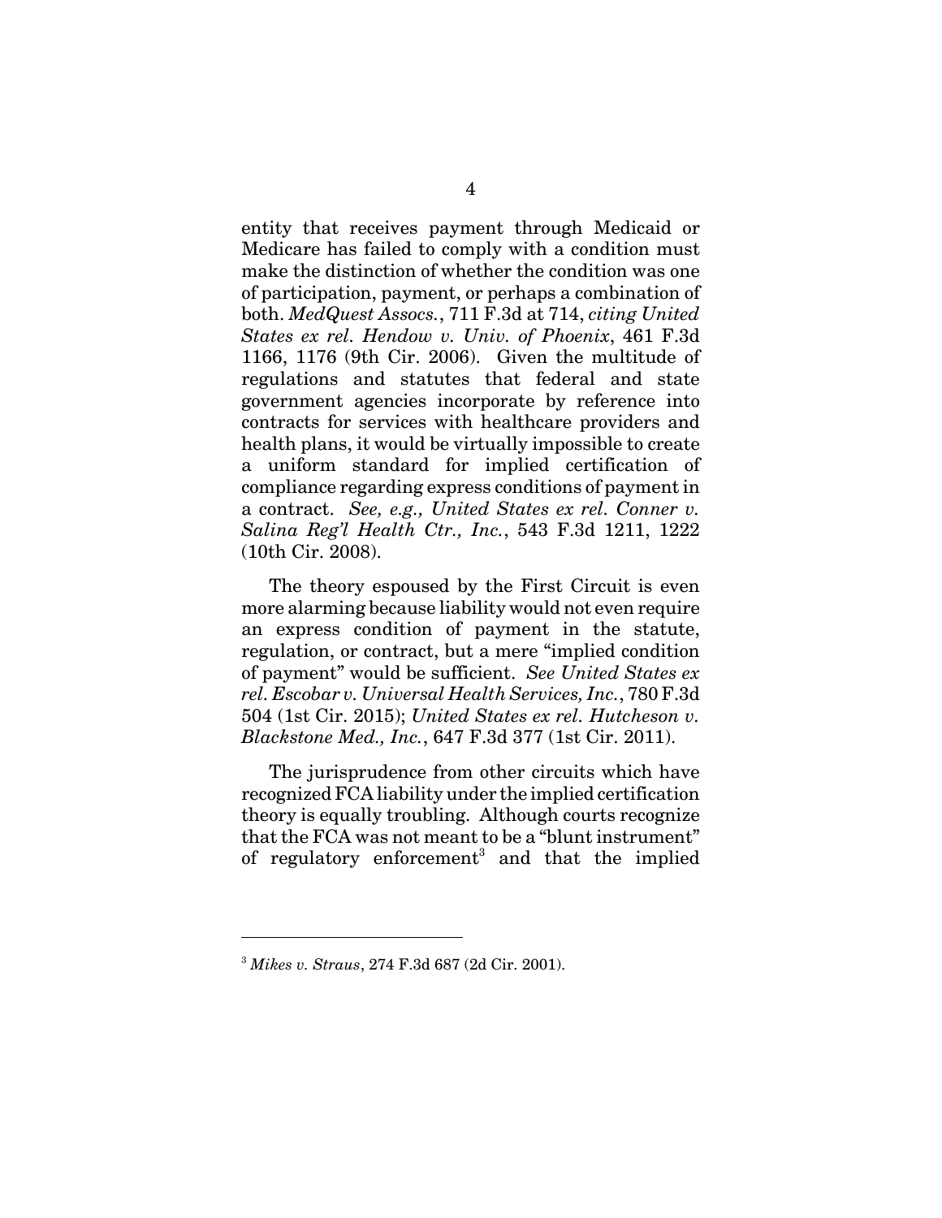entity that receives payment through Medicaid or Medicare has failed to comply with a condition must make the distinction of whether the condition was one of participation, payment, or perhaps a combination of both. *MedQuest Assocs.*, 711 F.3d at 714, *citing United States ex rel. Hendow v. Univ. of Phoenix*, 461 F.3d 1166, 1176 (9th Cir. 2006). Given the multitude of regulations and statutes that federal and state government agencies incorporate by reference into contracts for services with healthcare providers and health plans, it would be virtually impossible to create a uniform standard for implied certification of compliance regarding express conditions of payment in a contract. *See, e.g., United States ex rel. Conner v. Salina Reg'l Health Ctr., Inc.*, 543 F.3d 1211, 1222 (10th Cir. 2008).

The theory espoused by the First Circuit is even more alarming because liability would not even require an express condition of payment in the statute, regulation, or contract, but a mere "implied condition of payment" would be sufficient. *See United States ex rel. Escobar v. Universal Health Services, Inc.*, 780 F.3d 504 (1st Cir. 2015); *United States ex rel. Hutcheson v. Blackstone Med., Inc.*, 647 F.3d 377 (1st Cir. 2011).

The jurisprudence from other circuits which have recognized FCA liability under the implied certification theory is equally troubling. Although courts recognize that the FCA was not meant to be a "blunt instrument" of regulatory enforcement[3] and that the implied

---

[3] *Mikes v. Straus*, 274 F.3d 687 (2d Cir. 2001).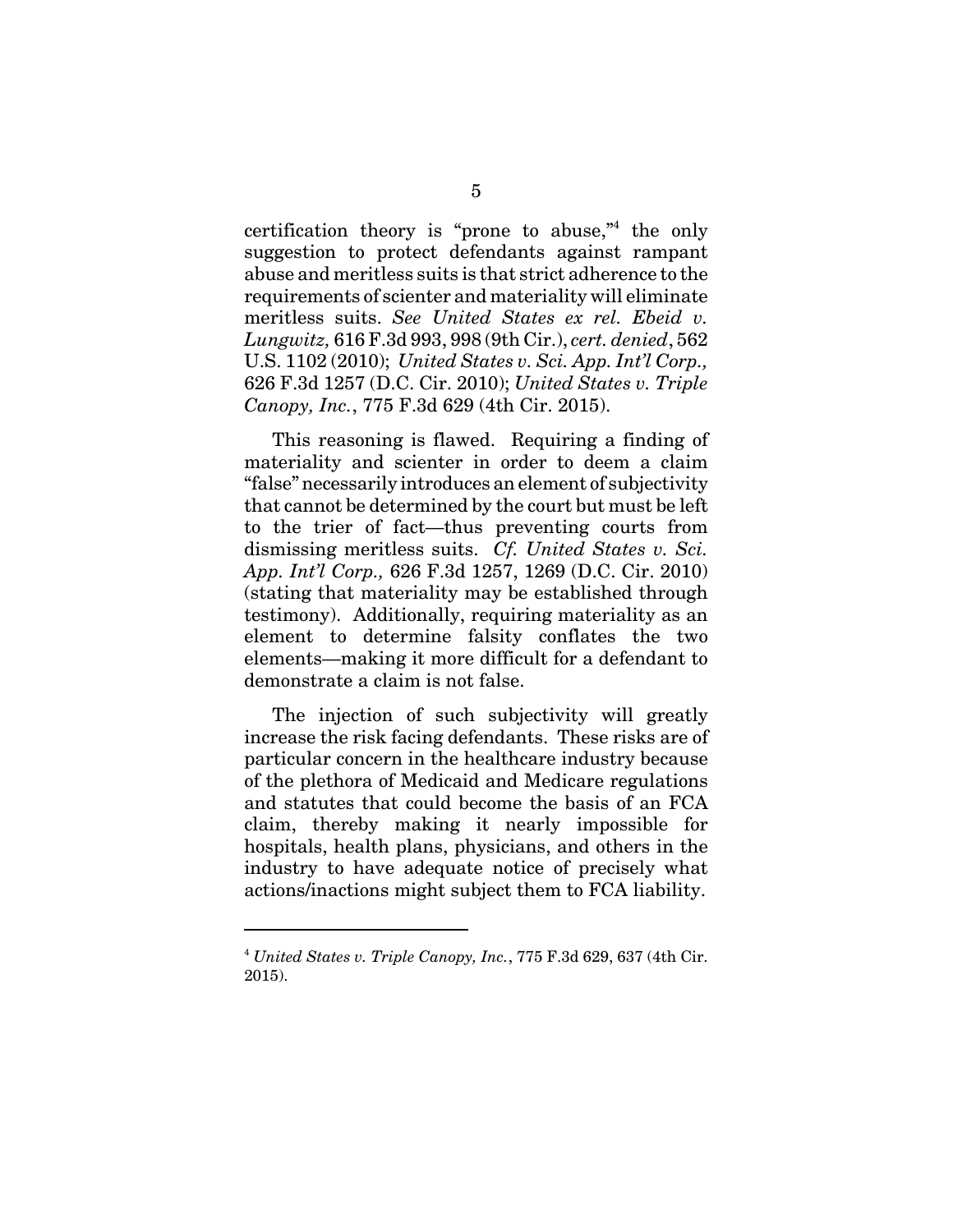certification theory is "prone to abuse,"[4] the only suggestion to protect defendants against rampant abuse and meritless suits is that strict adherence to the requirements of scienter and materiality will eliminate meritless suits. *See United States ex rel. Ebeid v. Lungwitz,* 616 F.3d 993, 998 (9th Cir.), *cert. denied*, 562 U.S. 1102 (2010); *United States v. Sci. App. Int'l Corp.,* 626 F.3d 1257 (D.C. Cir. 2010); *United States v. Triple Canopy, Inc.*, 775 F.3d 629 (4th Cir. 2015).

This reasoning is flawed. Requiring a finding of materiality and scienter in order to deem a claim "false" necessarily introduces an element of subjectivity that cannot be determined by the court but must be left to the trier of fact—thus preventing courts from dismissing meritless suits. *Cf. United States v. Sci. App. Int'l Corp.,* 626 F.3d 1257, 1269 (D.C. Cir. 2010) (stating that materiality may be established through testimony). Additionally, requiring materiality as an element to determine falsity conflates the two elements—making it more difficult for a defendant to demonstrate a claim is not false.

The injection of such subjectivity will greatly increase the risk facing defendants. These risks are of particular concern in the healthcare industry because of the plethora of Medicaid and Medicare regulations and statutes that could become the basis of an FCA claim, thereby making it nearly impossible for hospitals, health plans, physicians, and others in the industry to have adequate notice of precisely what actions/inactions might subject them to FCA liability.

---

[4] *United States v. Triple Canopy, Inc.*, 775 F.3d 629, 637 (4th Cir. 2015).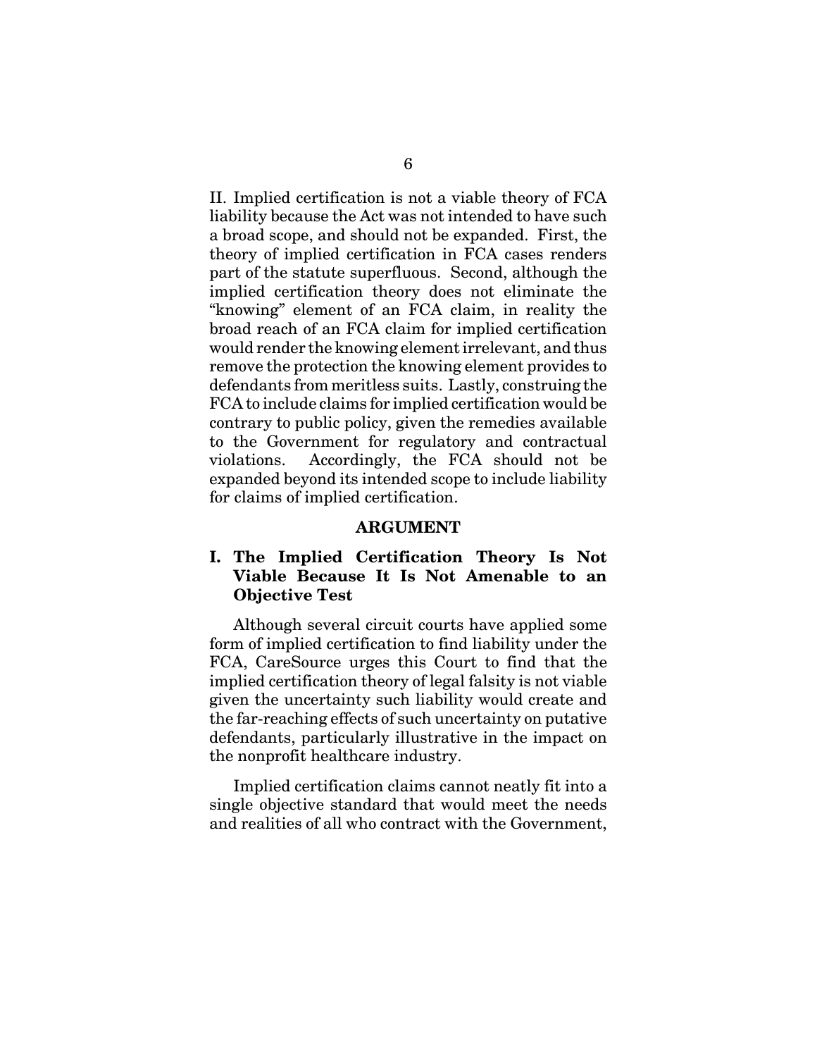II. Implied certification is not a viable theory of FCA liability because the Act was not intended to have such a broad scope, and should not be expanded. First, the theory of implied certification in FCA cases renders part of the statute superfluous. Second, although the implied certification theory does not eliminate the "knowing" element of an FCA claim, in reality the broad reach of an FCA claim for implied certification would render the knowing element irrelevant, and thus remove the protection the knowing element provides to defendants from meritless suits. Lastly, construing the FCA to include claims for implied certification would be contrary to public policy, given the remedies available to the Government for regulatory and contractual violations. Accordingly, the FCA should not be expanded beyond its intended scope to include liability for claims of implied certification.

## ARGUMENT

### I. The Implied Certification Theory Is Not Viable Because It Is Not Amenable to an Objective Test

Although several circuit courts have applied some form of implied certification to find liability under the FCA, CareSource urges this Court to find that the implied certification theory of legal falsity is not viable given the uncertainty such liability would create and the far-reaching effects of such uncertainty on putative defendants, particularly illustrative in the impact on the nonprofit healthcare industry.

Implied certification claims cannot neatly fit into a single objective standard that would meet the needs and realities of all who contract with the Government,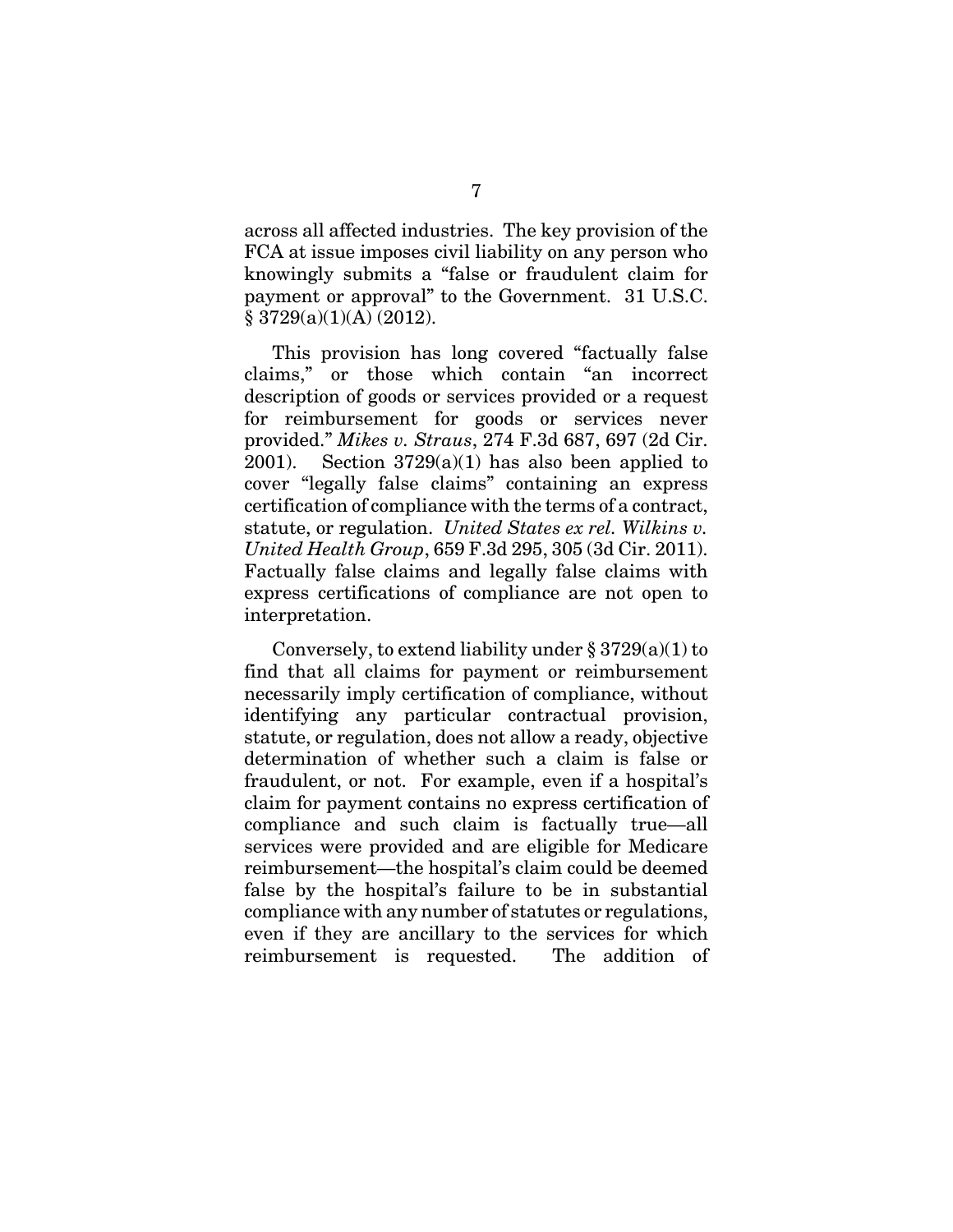across all affected industries. The key provision of the FCA at issue imposes civil liability on any person who knowingly submits a "false or fraudulent claim for payment or approval" to the Government. 31 U.S.C. § 3729(a)(1)(A) (2012).

This provision has long covered "factually false claims," or those which contain "an incorrect description of goods or services provided or a request for reimbursement for goods or services never provided." *Mikes v. Straus*, 274 F.3d 687, 697 (2d Cir. 2001). Section 3729(a)(1) has also been applied to cover "legally false claims" containing an express certification of compliance with the terms of a contract, statute, or regulation. *United States ex rel. Wilkins v. United Health Group*, 659 F.3d 295, 305 (3d Cir. 2011). Factually false claims and legally false claims with express certifications of compliance are not open to interpretation.

Conversely, to extend liability under § 3729(a)(1) to find that all claims for payment or reimbursement necessarily imply certification of compliance, without identifying any particular contractual provision, statute, or regulation, does not allow a ready, objective determination of whether such a claim is false or fraudulent, or not. For example, even if a hospital's claim for payment contains no express certification of compliance and such claim is factually true—all services were provided and are eligible for Medicare reimbursement—the hospital's claim could be deemed false by the hospital's failure to be in substantial compliance with any number of statutes or regulations, even if they are ancillary to the services for which reimbursement is requested. The addition of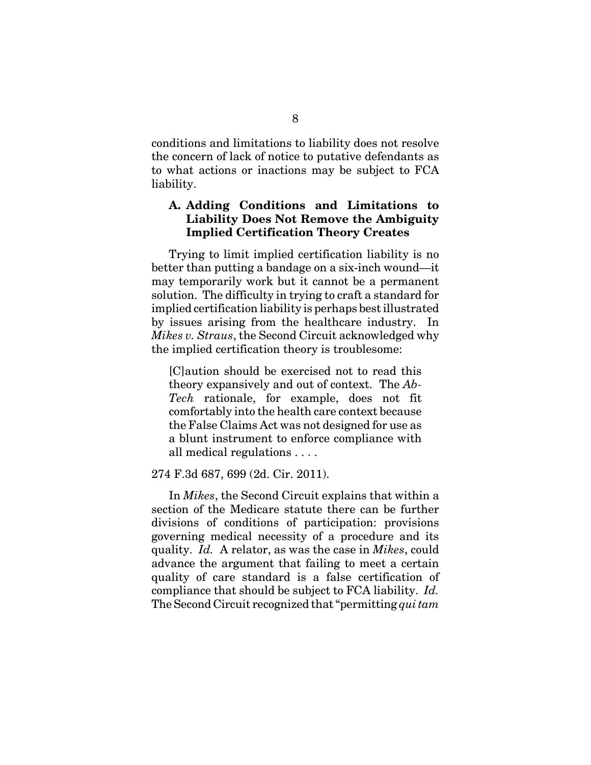conditions and limitations to liability does not resolve the concern of lack of notice to putative defendants as to what actions or inactions may be subject to FCA liability.

### A. Adding Conditions and Limitations to Liability Does Not Remove the Ambiguity Implied Certification Theory Creates

Trying to limit implied certification liability is no better than putting a bandage on a six-inch wound—it may temporarily work but it cannot be a permanent solution. The difficulty in trying to craft a standard for implied certification liability is perhaps best illustrated by issues arising from the healthcare industry. In *Mikes v. Straus*, the Second Circuit acknowledged why the implied certification theory is troublesome:

> [C]aution should be exercised not to read this theory expansively and out of context. The *Ab-Tech* rationale, for example, does not fit comfortably into the health care context because the False Claims Act was not designed for use as a blunt instrument to enforce compliance with all medical regulations . . . .

274 F.3d 687, 699 (2d. Cir. 2011).

In *Mikes*, the Second Circuit explains that within a section of the Medicare statute there can be further divisions of conditions of participation: provisions governing medical necessity of a procedure and its quality. *Id.* A relator, as was the case in *Mikes*, could advance the argument that failing to meet a certain quality of care standard is a false certification of compliance that should be subject to FCA liability. *Id.* The Second Circuit recognized that "permitting *qui tam*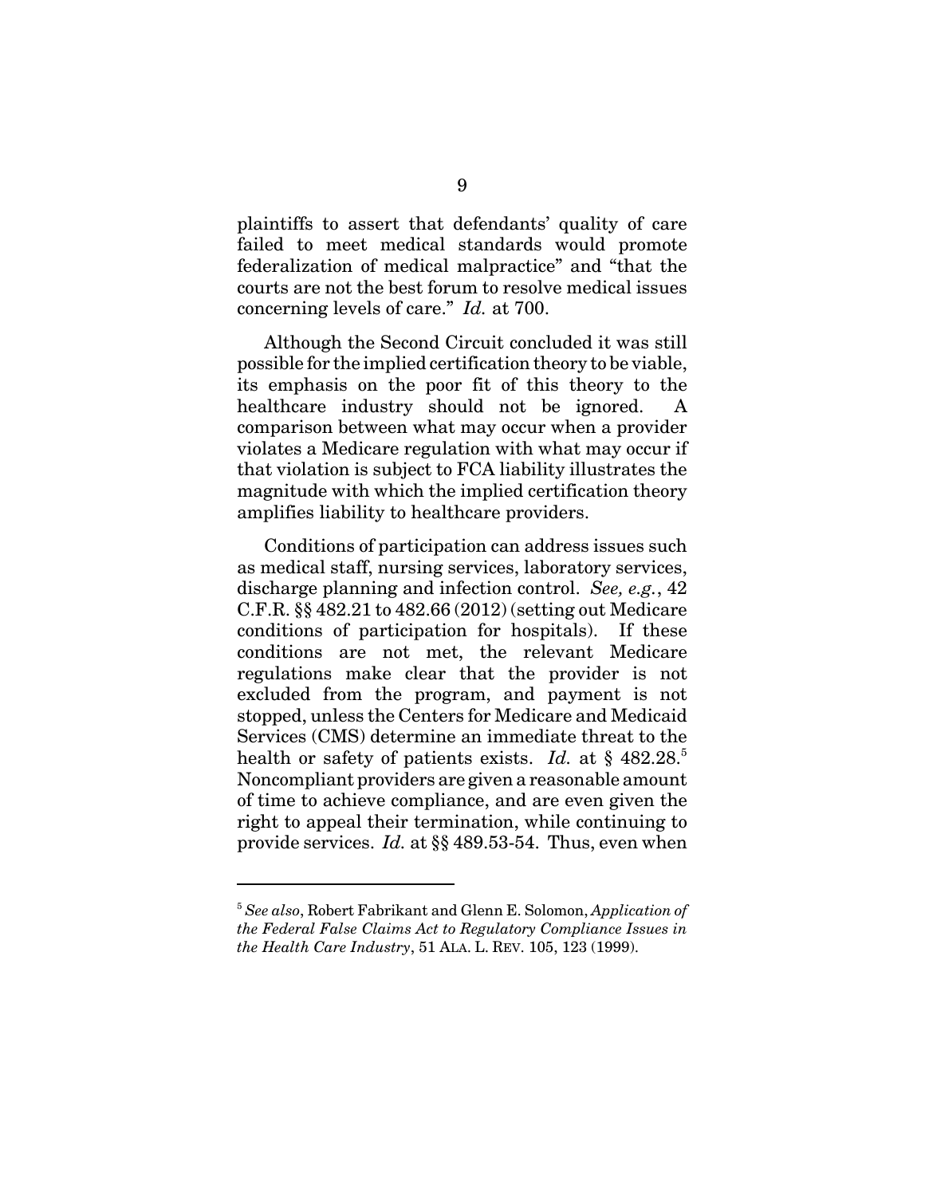plaintiffs to assert that defendants' quality of care failed to meet medical standards would promote federalization of medical malpractice" and "that the courts are not the best forum to resolve medical issues concerning levels of care." *Id.* at 700.

Although the Second Circuit concluded it was still possible for the implied certification theory to be viable, its emphasis on the poor fit of this theory to the healthcare industry should not be ignored. A comparison between what may occur when a provider violates a Medicare regulation with what may occur if that violation is subject to FCA liability illustrates the magnitude with which the implied certification theory amplifies liability to healthcare providers.

Conditions of participation can address issues such as medical staff, nursing services, laboratory services, discharge planning and infection control. *See, e.g.*, 42 C.F.R. §§ 482.21 to 482.66 (2012) (setting out Medicare conditions of participation for hospitals). If these conditions are not met, the relevant Medicare regulations make clear that the provider is not excluded from the program, and payment is not stopped, unless the Centers for Medicare and Medicaid Services (CMS) determine an immediate threat to the health or safety of patients exists. *Id.* at § 482.28.[5] Noncompliant providers are given a reasonable amount of time to achieve compliance, and are even given the right to appeal their termination, while continuing to provide services. *Id.* at §§ 489.53-54. Thus, even when

---

[5] *See also*, Robert Fabrikant and Glenn E. Solomon, *Application of the Federal False Claims Act to Regulatory Compliance Issues in the Health Care Industry*, 51 ALA. L. REV. 105, 123 (1999).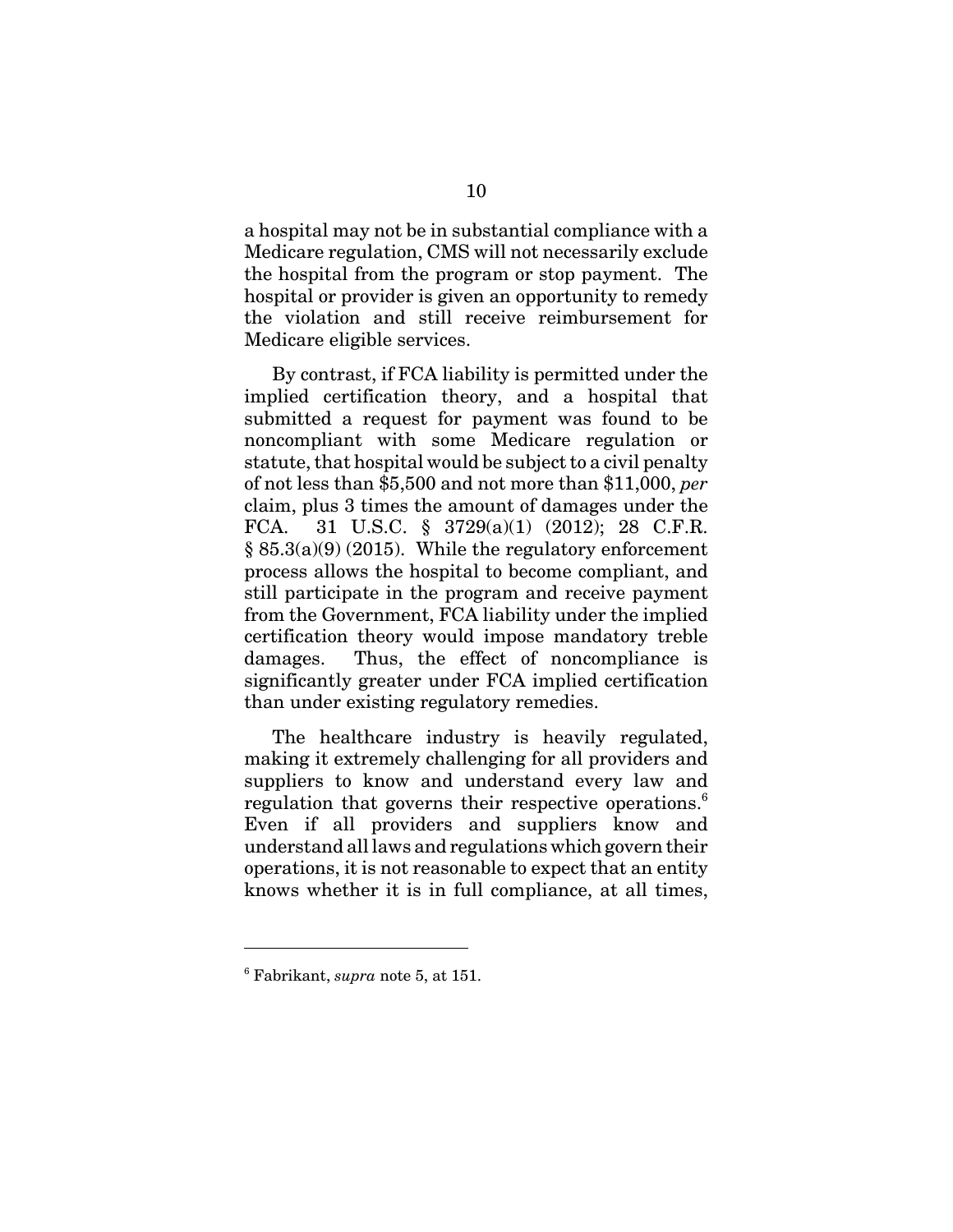a hospital may not be in substantial compliance with a Medicare regulation, CMS will not necessarily exclude the hospital from the program or stop payment. The hospital or provider is given an opportunity to remedy the violation and still receive reimbursement for Medicare eligible services.

By contrast, if FCA liability is permitted under the implied certification theory, and a hospital that submitted a request for payment was found to be noncompliant with some Medicare regulation or statute, that hospital would be subject to a civil penalty of not less than $5,500 and not more than $11,000, *per* claim, plus 3 times the amount of damages under the FCA. 31 U.S.C. § 3729(a)(1) (2012); 28 C.F.R. § 85.3(a)(9) (2015). While the regulatory enforcement process allows the hospital to become compliant, and still participate in the program and receive payment from the Government, FCA liability under the implied certification theory would impose mandatory treble damages. Thus, the effect of noncompliance is significantly greater under FCA implied certification than under existing regulatory remedies.

The healthcare industry is heavily regulated, making it extremely challenging for all providers and suppliers to know and understand every law and regulation that governs their respective operations.[6] Even if all providers and suppliers know and understand all laws and regulations which govern their operations, it is not reasonable to expect that an entity knows whether it is in full compliance, at all times,

---

[6] Fabrikant, *supra* note 5, at 151.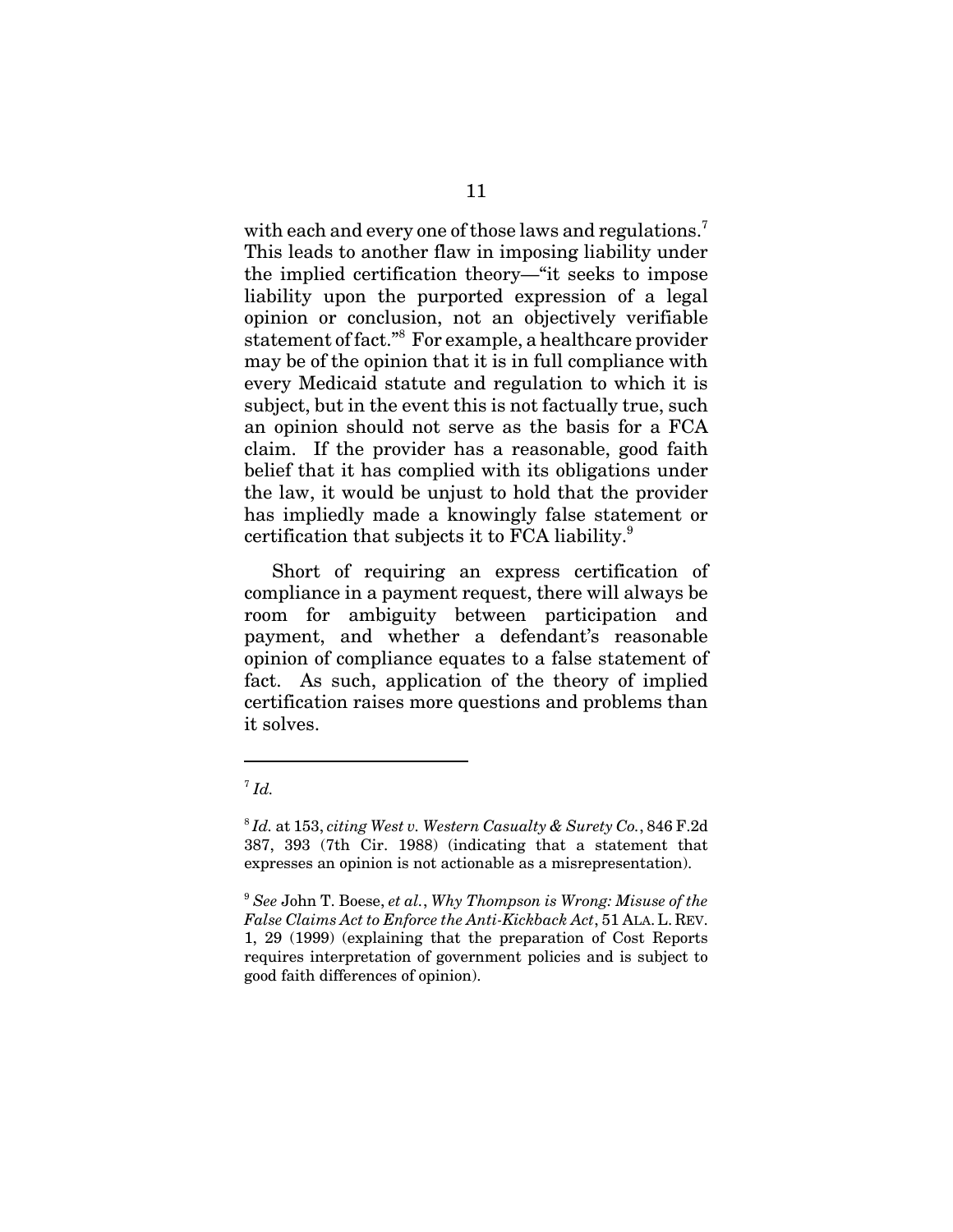with each and every one of those laws and regulations.[7] This leads to another flaw in imposing liability under the implied certification theory—"it seeks to impose liability upon the purported expression of a legal opinion or conclusion, not an objectively verifiable statement of fact."[8] For example, a healthcare provider may be of the opinion that it is in full compliance with every Medicaid statute and regulation to which it is subject, but in the event this is not factually true, such an opinion should not serve as the basis for a FCA claim. If the provider has a reasonable, good faith belief that it has complied with its obligations under the law, it would be unjust to hold that the provider has impliedly made a knowingly false statement or certification that subjects it to FCA liability.[9]

Short of requiring an express certification of compliance in a payment request, there will always be room for ambiguity between participation and payment, and whether a defendant's reasonable opinion of compliance equates to a false statement of fact. As such, application of the theory of implied certification raises more questions and problems than it solves.

---

[7] *Id.*

[8] *Id.* at 153, *citing West v. Western Casualty & Surety Co.*, 846 F.2d 387, 393 (7th Cir. 1988) (indicating that a statement that expresses an opinion is not actionable as a misrepresentation).

[9] *See* John T. Boese, *et al.*, *Why Thompson is Wrong: Misuse of the False Claims Act to Enforce the Anti-Kickback Act*, 51 ALA. L. REV. 1, 29 (1999) (explaining that the preparation of Cost Reports requires interpretation of government policies and is subject to good faith differences of opinion).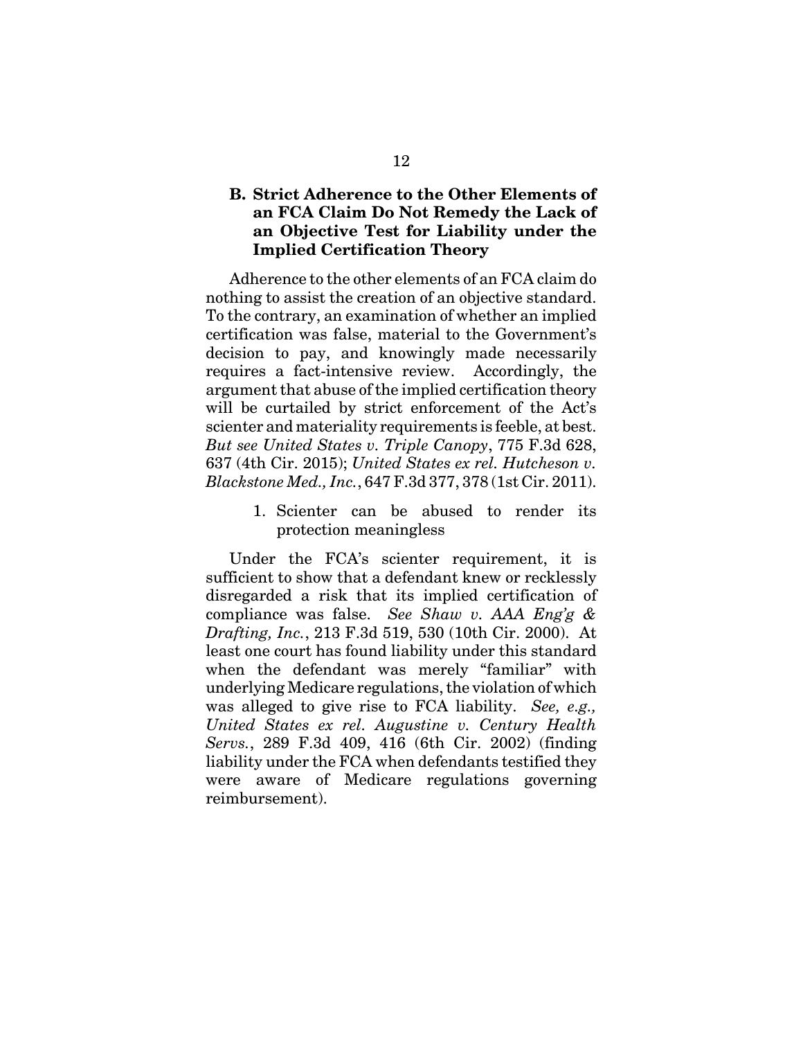### B. Strict Adherence to the Other Elements of an FCA Claim Do Not Remedy the Lack of an Objective Test for Liability under the Implied Certification Theory

Adherence to the other elements of an FCA claim do nothing to assist the creation of an objective standard. To the contrary, an examination of whether an implied certification was false, material to the Government's decision to pay, and knowingly made necessarily requires a fact-intensive review. Accordingly, the argument that abuse of the implied certification theory will be curtailed by strict enforcement of the Act's scienter and materiality requirements is feeble, at best. *But see United States v. Triple Canopy*, 775 F.3d 628, 637 (4th Cir. 2015); *United States ex rel. Hutcheson v. Blackstone Med., Inc.*, 647 F.3d 377, 378 (1st Cir. 2011).

1. Scienter can be abused to render its protection meaningless

Under the FCA's scienter requirement, it is sufficient to show that a defendant knew or recklessly disregarded a risk that its implied certification of compliance was false. *See Shaw v. AAA Eng'g & Drafting, Inc.*, 213 F.3d 519, 530 (10th Cir. 2000). At least one court has found liability under this standard when the defendant was merely "familiar" with underlying Medicare regulations, the violation of which was alleged to give rise to FCA liability. *See, e.g., United States ex rel. Augustine v. Century Health Servs.*, 289 F.3d 409, 416 (6th Cir. 2002) (finding liability under the FCA when defendants testified they were aware of Medicare regulations governing reimbursement).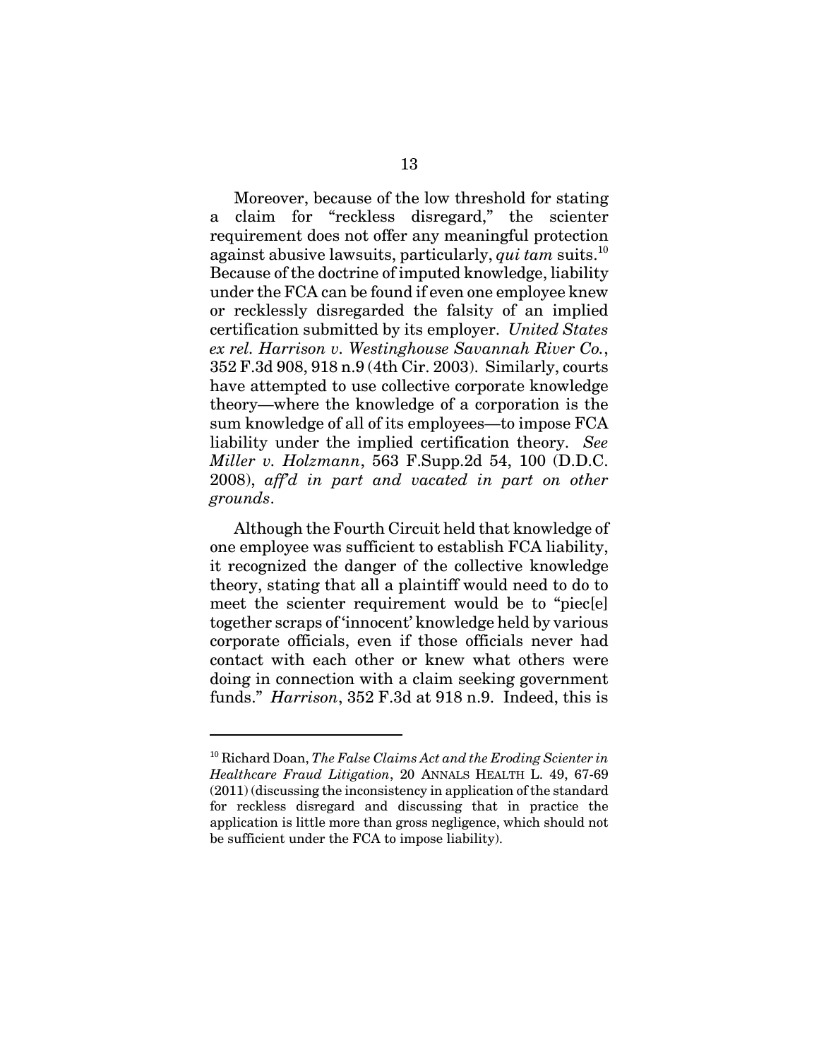Moreover, because of the low threshold for stating a claim for "reckless disregard," the scienter requirement does not offer any meaningful protection against abusive lawsuits, particularly, *qui tam* suits.[10] Because of the doctrine of imputed knowledge, liability under the FCA can be found if even one employee knew or recklessly disregarded the falsity of an implied certification submitted by its employer. *United States ex rel. Harrison v. Westinghouse Savannah River Co.*, 352 F.3d 908, 918 n.9 (4th Cir. 2003). Similarly, courts have attempted to use collective corporate knowledge theory—where the knowledge of a corporation is the sum knowledge of all of its employees—to impose FCA liability under the implied certification theory. *See Miller v. Holzmann*, 563 F.Supp.2d 54, 100 (D.D.C. 2008), *aff'd in part and vacated in part on other grounds*.

Although the Fourth Circuit held that knowledge of one employee was sufficient to establish FCA liability, it recognized the danger of the collective knowledge theory, stating that all a plaintiff would need to do to meet the scienter requirement would be to "piec[e] together scraps of 'innocent' knowledge held by various corporate officials, even if those officials never had contact with each other or knew what others were doing in connection with a claim seeking government funds." *Harrison*, 352 F.3d at 918 n.9. Indeed, this is

---

[10] Richard Doan, *The False Claims Act and the Eroding Scienter in Healthcare Fraud Litigation*, 20 ANNALS HEALTH L. 49, 67-69 (2011) (discussing the inconsistency in application of the standard for reckless disregard and discussing that in practice the application is little more than gross negligence, which should not be sufficient under the FCA to impose liability).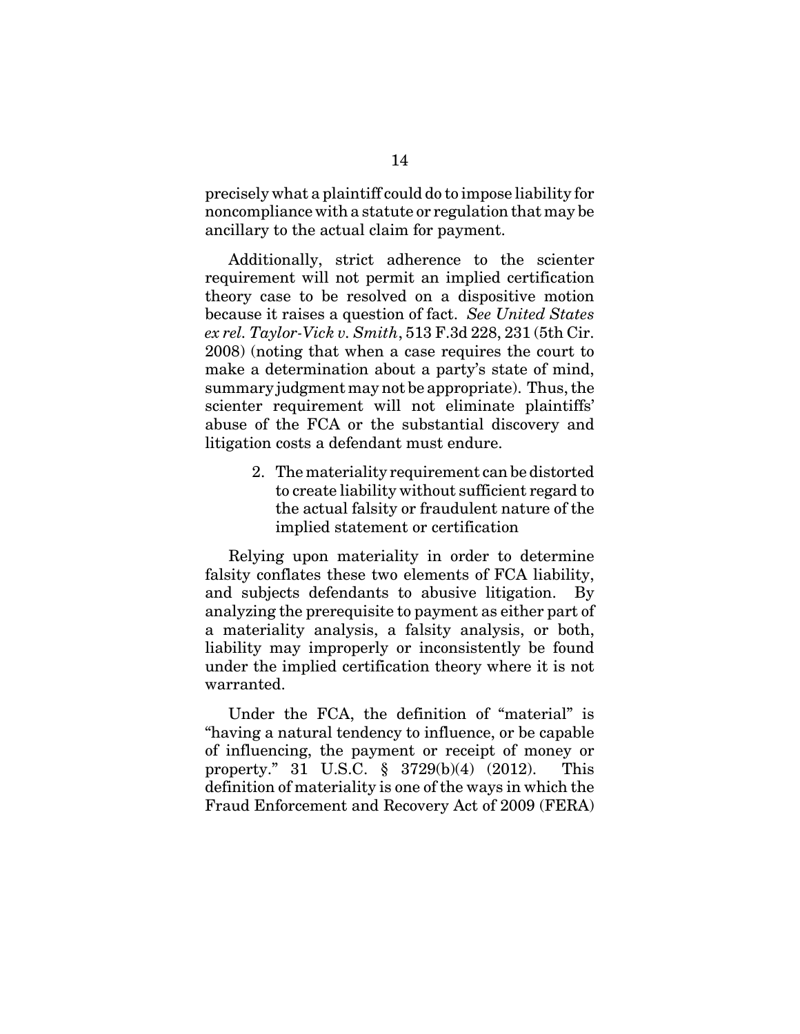precisely what a plaintiff could do to impose liability for noncompliance with a statute or regulation that may be ancillary to the actual claim for payment.

Additionally, strict adherence to the scienter requirement will not permit an implied certification theory case to be resolved on a dispositive motion because it raises a question of fact. *See United States ex rel. Taylor-Vick v. Smith*, 513 F.3d 228, 231 (5th Cir. 2008) (noting that when a case requires the court to make a determination about a party's state of mind, summary judgment may not be appropriate). Thus, the scienter requirement will not eliminate plaintiffs' abuse of the FCA or the substantial discovery and litigation costs a defendant must endure.

2. The materiality requirement can be distorted to create liability without sufficient regard to the actual falsity or fraudulent nature of the implied statement or certification

Relying upon materiality in order to determine falsity conflates these two elements of FCA liability, and subjects defendants to abusive litigation. By analyzing the prerequisite to payment as either part of a materiality analysis, a falsity analysis, or both, liability may improperly or inconsistently be found under the implied certification theory where it is not warranted.

Under the FCA, the definition of "material" is "having a natural tendency to influence, or be capable of influencing, the payment or receipt of money or property." 31 U.S.C. § 3729(b)(4) (2012). This definition of materiality is one of the ways in which the Fraud Enforcement and Recovery Act of 2009 (FERA)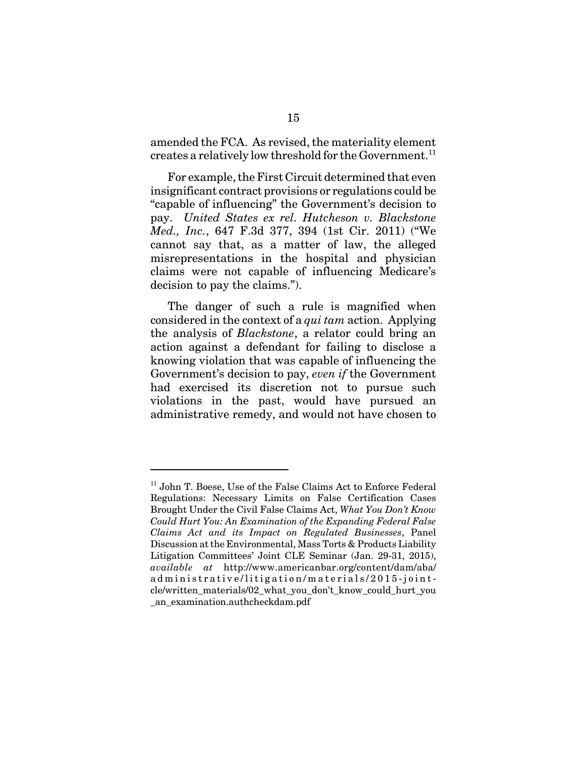amended the FCA. As revised, the materiality element creates a relatively low threshold for the Government.[11]

For example, the First Circuit determined that even insignificant contract provisions or regulations could be "capable of influencing" the Government's decision to pay. *United States ex rel. Hutcheson v. Blackstone Med., Inc.*, 647 F.3d 377, 394 (1st Cir. 2011) ("We cannot say that, as a matter of law, the alleged misrepresentations in the hospital and physician claims were not capable of influencing Medicare's decision to pay the claims.").

The danger of such a rule is magnified when considered in the context of a *qui tam* action. Applying the analysis of *Blackstone*, a relator could bring an action against a defendant for failing to disclose a knowing violation that was capable of influencing the Government's decision to pay, *even if* the Government had exercised its discretion not to pursue such violations in the past, would have pursued an administrative remedy, and would not have chosen to

---

[11] John T. Boese, Use of the False Claims Act to Enforce Federal Regulations: Necessary Limits on False Certification Cases Brought Under the Civil False Claims Act, *What You Don't Know Could Hurt You: An Examination of the Expanding Federal False Claims Act and its Impact on Regulated Businesses*, Panel Discussion at the Environmental, Mass Torts & Products Liability Litigation Committees' Joint CLE Seminar (Jan. 29-31, 2015), *available at* http://www.americanbar.org/content/dam/aba/administrative/litigation/materials/2015-joint-cle/written_materials/02_what_you_don't_know_could_hurt_you_an_examination.authcheckdam.pdf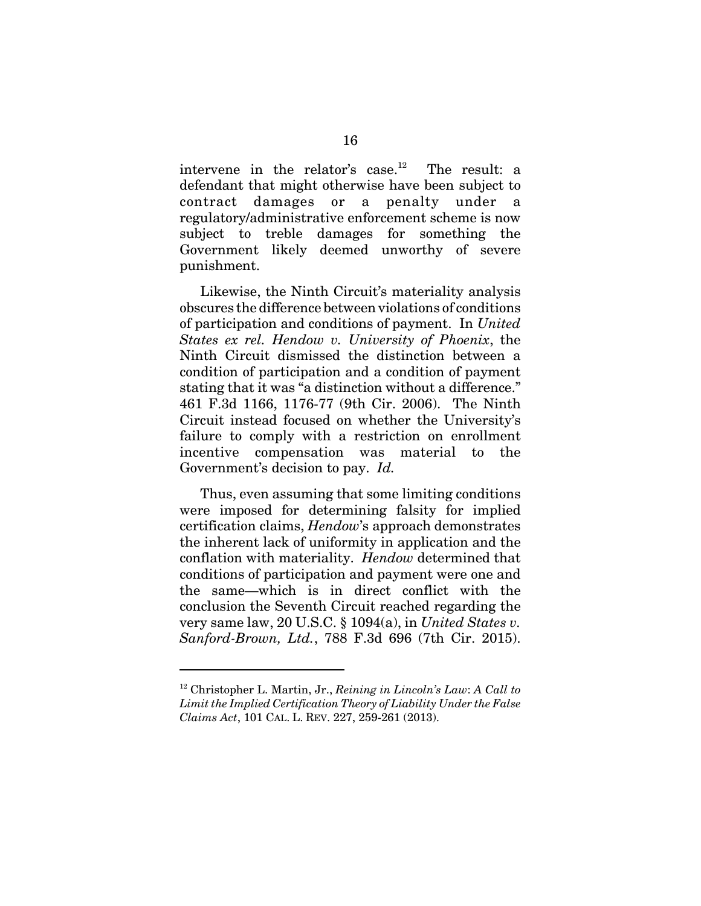intervene in the relator's case.[12] The result: a defendant that might otherwise have been subject to contract damages or a penalty under a regulatory/administrative enforcement scheme is now subject to treble damages for something the Government likely deemed unworthy of severe punishment.

Likewise, the Ninth Circuit's materiality analysis obscures the difference between violations of conditions of participation and conditions of payment. In *United States ex rel. Hendow v. University of Phoenix*, the Ninth Circuit dismissed the distinction between a condition of participation and a condition of payment stating that it was "a distinction without a difference." 461 F.3d 1166, 1176-77 (9th Cir. 2006). The Ninth Circuit instead focused on whether the University's failure to comply with a restriction on enrollment incentive compensation was material to the Government's decision to pay. *Id.*

Thus, even assuming that some limiting conditions were imposed for determining falsity for implied certification claims, *Hendow*'s approach demonstrates the inherent lack of uniformity in application and the conflation with materiality. *Hendow* determined that conditions of participation and payment were one and the same—which is in direct conflict with the conclusion the Seventh Circuit reached regarding the very same law, 20 U.S.C. § 1094(a), in *United States v. Sanford-Brown, Ltd.*, 788 F.3d 696 (7th Cir. 2015).

---

[12] Christopher L. Martin, Jr., *Reining in Lincoln's Law*: *A Call to Limit the Implied Certification Theory of Liability Under the False Claims Act*, 101 CAL. L. REV. 227, 259-261 (2013).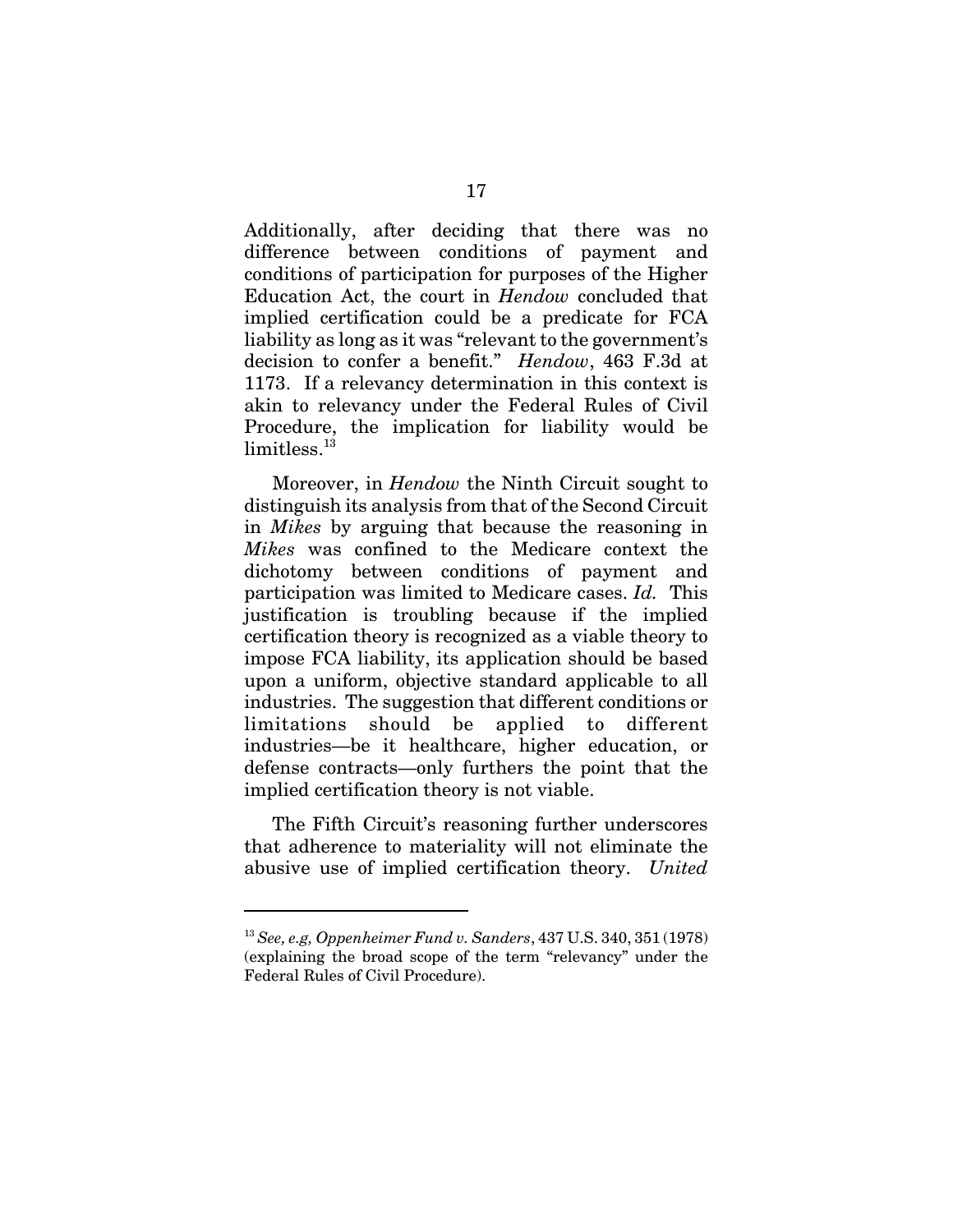Additionally, after deciding that there was no difference between conditions of payment and conditions of participation for purposes of the Higher Education Act, the court in *Hendow* concluded that implied certification could be a predicate for FCA liability as long as it was "relevant to the government's decision to confer a benefit." *Hendow*, 463 F.3d at 1173. If a relevancy determination in this context is akin to relevancy under the Federal Rules of Civil Procedure, the implication for liability would be limitless.[13]

Moreover, in *Hendow* the Ninth Circuit sought to distinguish its analysis from that of the Second Circuit in *Mikes* by arguing that because the reasoning in *Mikes* was confined to the Medicare context the dichotomy between conditions of payment and participation was limited to Medicare cases. *Id.* This justification is troubling because if the implied certification theory is recognized as a viable theory to impose FCA liability, its application should be based upon a uniform, objective standard applicable to all industries. The suggestion that different conditions or limitations should be applied to different industries—be it healthcare, higher education, or defense contracts—only furthers the point that the implied certification theory is not viable.

The Fifth Circuit's reasoning further underscores that adherence to materiality will not eliminate the abusive use of implied certification theory. *United*

---

[13] *See, e.g, Oppenheimer Fund v. Sanders*, 437 U.S. 340, 351 (1978) (explaining the broad scope of the term "relevancy" under the Federal Rules of Civil Procedure).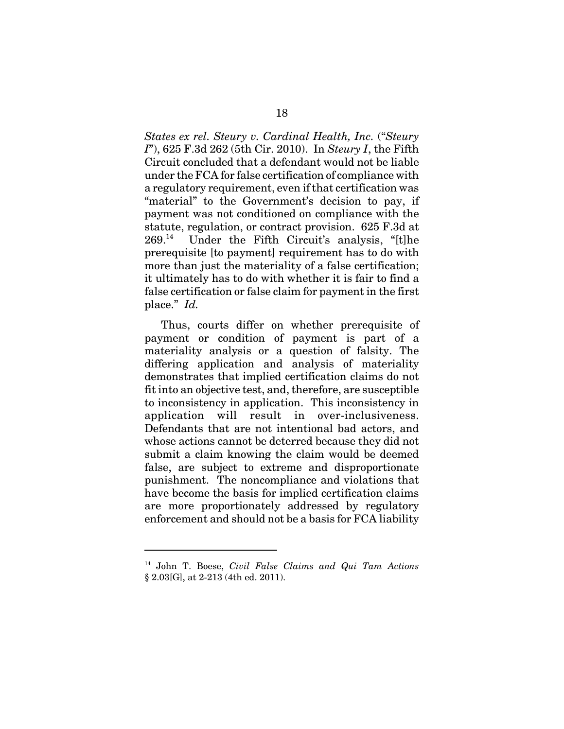*States ex rel. Steury v. Cardinal Health, Inc.* ("*Steury I*"), 625 F.3d 262 (5th Cir. 2010). In *Steury I*, the Fifth Circuit concluded that a defendant would not be liable under the FCA for false certification of compliance with a regulatory requirement, even if that certification was "material" to the Government's decision to pay, if payment was not conditioned on compliance with the statute, regulation, or contract provision. 625 F.3d at 269.[14] Under the Fifth Circuit's analysis, "[t]he prerequisite [to payment] requirement has to do with more than just the materiality of a false certification; it ultimately has to do with whether it is fair to find a false certification or false claim for payment in the first place." *Id.*

Thus, courts differ on whether prerequisite of payment or condition of payment is part of a materiality analysis or a question of falsity. The differing application and analysis of materiality demonstrates that implied certification claims do not fit into an objective test, and, therefore, are susceptible to inconsistency in application. This inconsistency in application will result in over-inclusiveness. Defendants that are not intentional bad actors, and whose actions cannot be deterred because they did not submit a claim knowing the claim would be deemed false, are subject to extreme and disproportionate punishment. The noncompliance and violations that have become the basis for implied certification claims are more proportionately addressed by regulatory enforcement and should not be a basis for FCA liability

---

[14] John T. Boese, *Civil False Claims and Qui Tam Actions* § 2.03[G], at 2-213 (4th ed. 2011).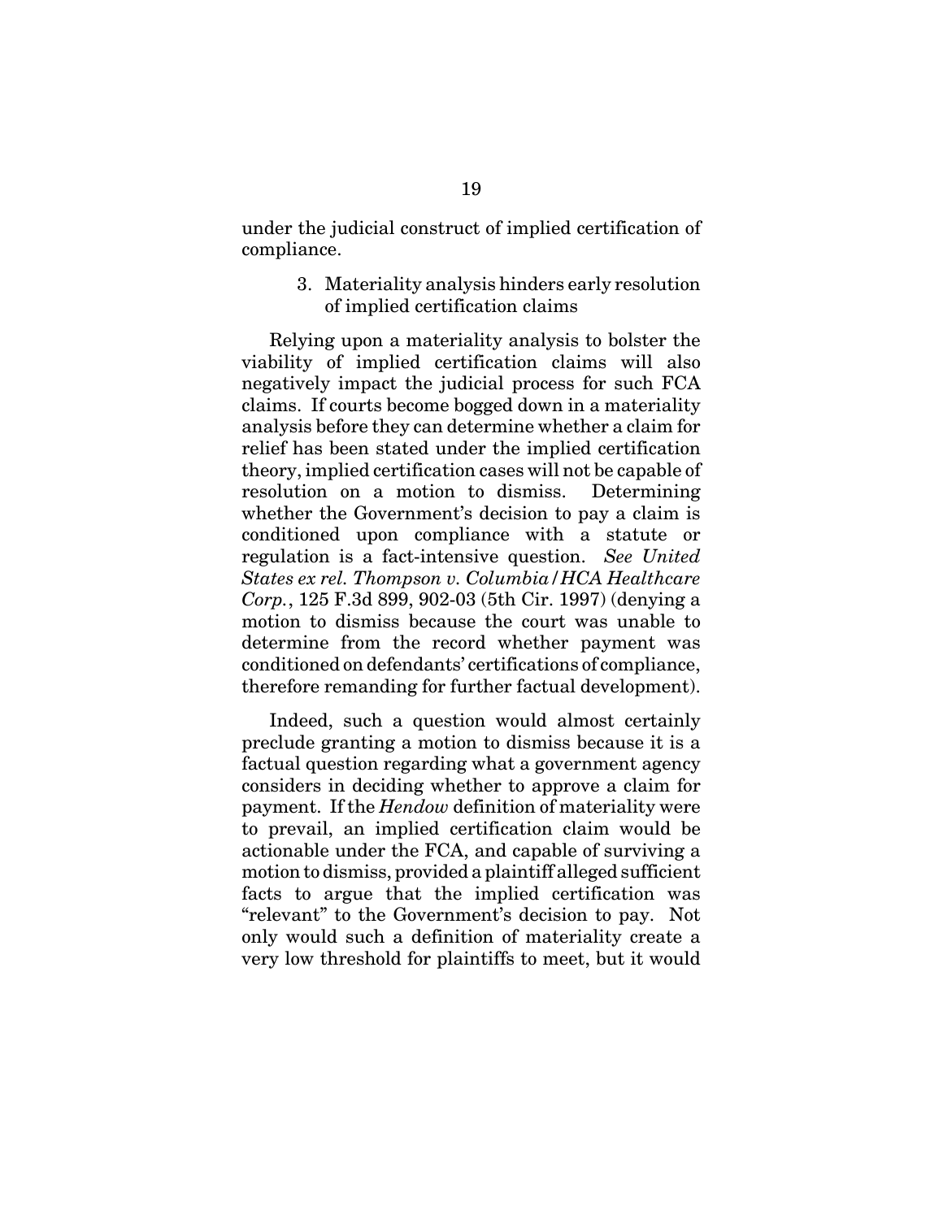under the judicial construct of implied certification of compliance.

### 3. Materiality analysis hinders early resolution of implied certification claims

Relying upon a materiality analysis to bolster the viability of implied certification claims will also negatively impact the judicial process for such FCA claims. If courts become bogged down in a materiality analysis before they can determine whether a claim for relief has been stated under the implied certification theory, implied certification cases will not be capable of resolution on a motion to dismiss. Determining whether the Government's decision to pay a claim is conditioned upon compliance with a statute or regulation is a fact-intensive question. *See United States ex rel. Thompson v. Columbia/HCA Healthcare Corp.*, 125 F.3d 899, 902-03 (5th Cir. 1997) (denying a motion to dismiss because the court was unable to determine from the record whether payment was conditioned on defendants' certifications of compliance, therefore remanding for further factual development).

Indeed, such a question would almost certainly preclude granting a motion to dismiss because it is a factual question regarding what a government agency considers in deciding whether to approve a claim for payment. If the *Hendow* definition of materiality were to prevail, an implied certification claim would be actionable under the FCA, and capable of surviving a motion to dismiss, provided a plaintiff alleged sufficient facts to argue that the implied certification was "relevant" to the Government's decision to pay. Not only would such a definition of materiality create a very low threshold for plaintiffs to meet, but it would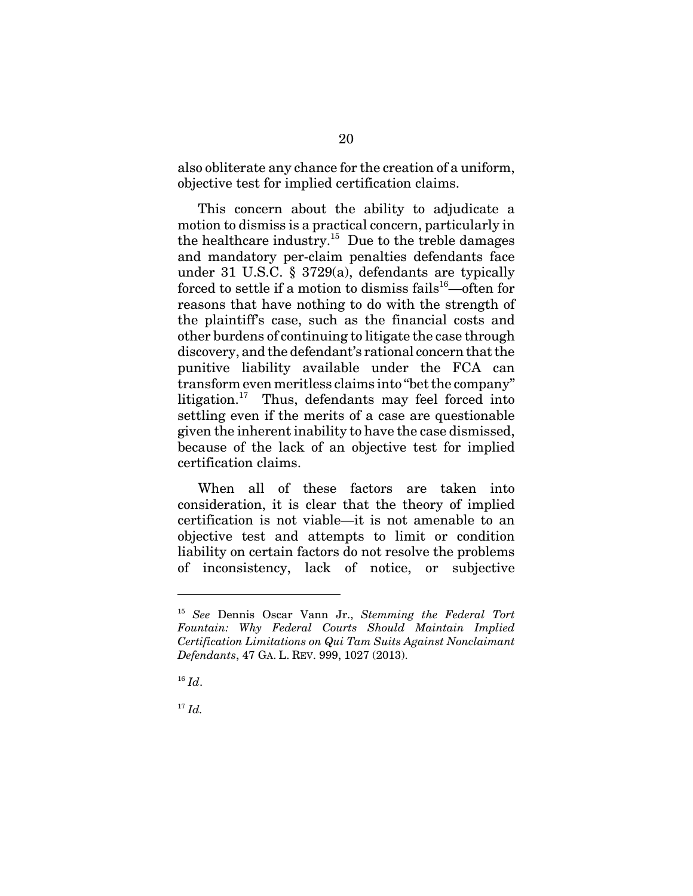also obliterate any chance for the creation of a uniform, objective test for implied certification claims.

This concern about the ability to adjudicate a motion to dismiss is a practical concern, particularly in the healthcare industry.[15] Due to the treble damages and mandatory per-claim penalties defendants face under 31 U.S.C. § 3729(a), defendants are typically forced to settle if a motion to dismiss fails[16]—often for reasons that have nothing to do with the strength of the plaintiff's case, such as the financial costs and other burdens of continuing to litigate the case through discovery, and the defendant's rational concern that the punitive liability available under the FCA can transform even meritless claims into "bet the company" litigation.[17] Thus, defendants may feel forced into settling even if the merits of a case are questionable given the inherent inability to have the case dismissed, because of the lack of an objective test for implied certification claims.

When all of these factors are taken into consideration, it is clear that the theory of implied certification is not viable—it is not amenable to an objective test and attempts to limit or condition liability on certain factors do not resolve the problems of inconsistency, lack of notice, or subjective

---

[15] *See* Dennis Oscar Vann Jr., *Stemming the Federal Tort Fountain: Why Federal Courts Should Maintain Implied Certification Limitations on Qui Tam Suits Against Nonclaimant Defendants*, 47 GA. L. REV. 999, 1027 (2013).

[16] *Id*.

[17] *Id.*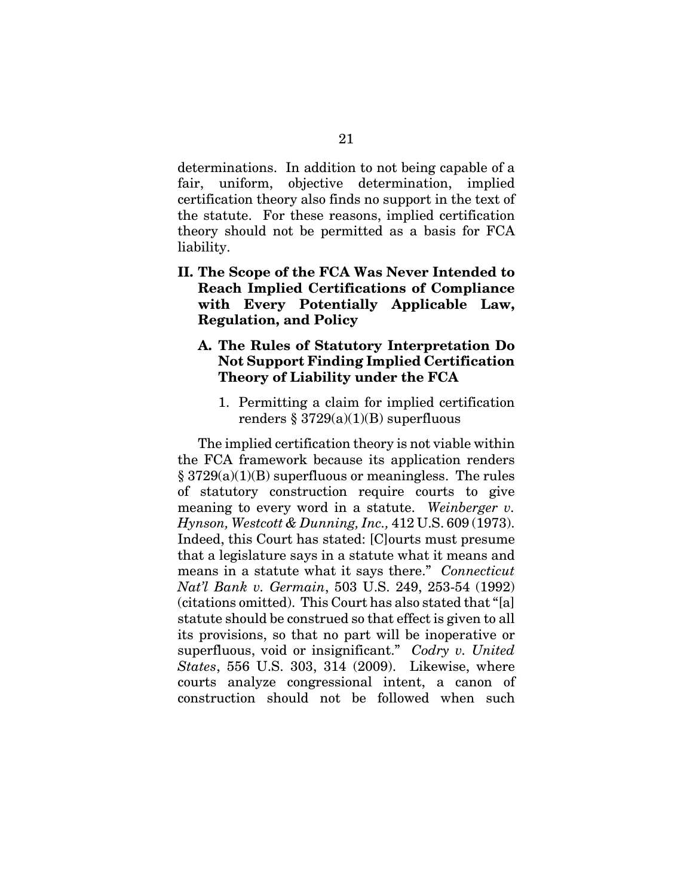determinations. In addition to not being capable of a fair, uniform, objective determination, implied certification theory also finds no support in the text of the statute. For these reasons, implied certification theory should not be permitted as a basis for FCA liability.

## II. The Scope of the FCA Was Never Intended to Reach Implied Certifications of Compliance with Every Potentially Applicable Law, Regulation, and Policy

### A. The Rules of Statutory Interpretation Do Not Support Finding Implied Certification Theory of Liability under the FCA

1. Permitting a claim for implied certification renders § 3729(a)(1)(B) superfluous

The implied certification theory is not viable within the FCA framework because its application renders § 3729(a)(1)(B) superfluous or meaningless. The rules of statutory construction require courts to give meaning to every word in a statute. *Weinberger v. Hynson, Westcott & Dunning, Inc.,* 412 U.S. 609 (1973). Indeed, this Court has stated: [C]ourts must presume that a legislature says in a statute what it means and means in a statute what it says there." *Connecticut Nat'l Bank v. Germain*, 503 U.S. 249, 253-54 (1992) (citations omitted). This Court has also stated that "[a] statute should be construed so that effect is given to all its provisions, so that no part will be inoperative or superfluous, void or insignificant." *Codry v. United States*, 556 U.S. 303, 314 (2009). Likewise, where courts analyze congressional intent, a canon of construction should not be followed when such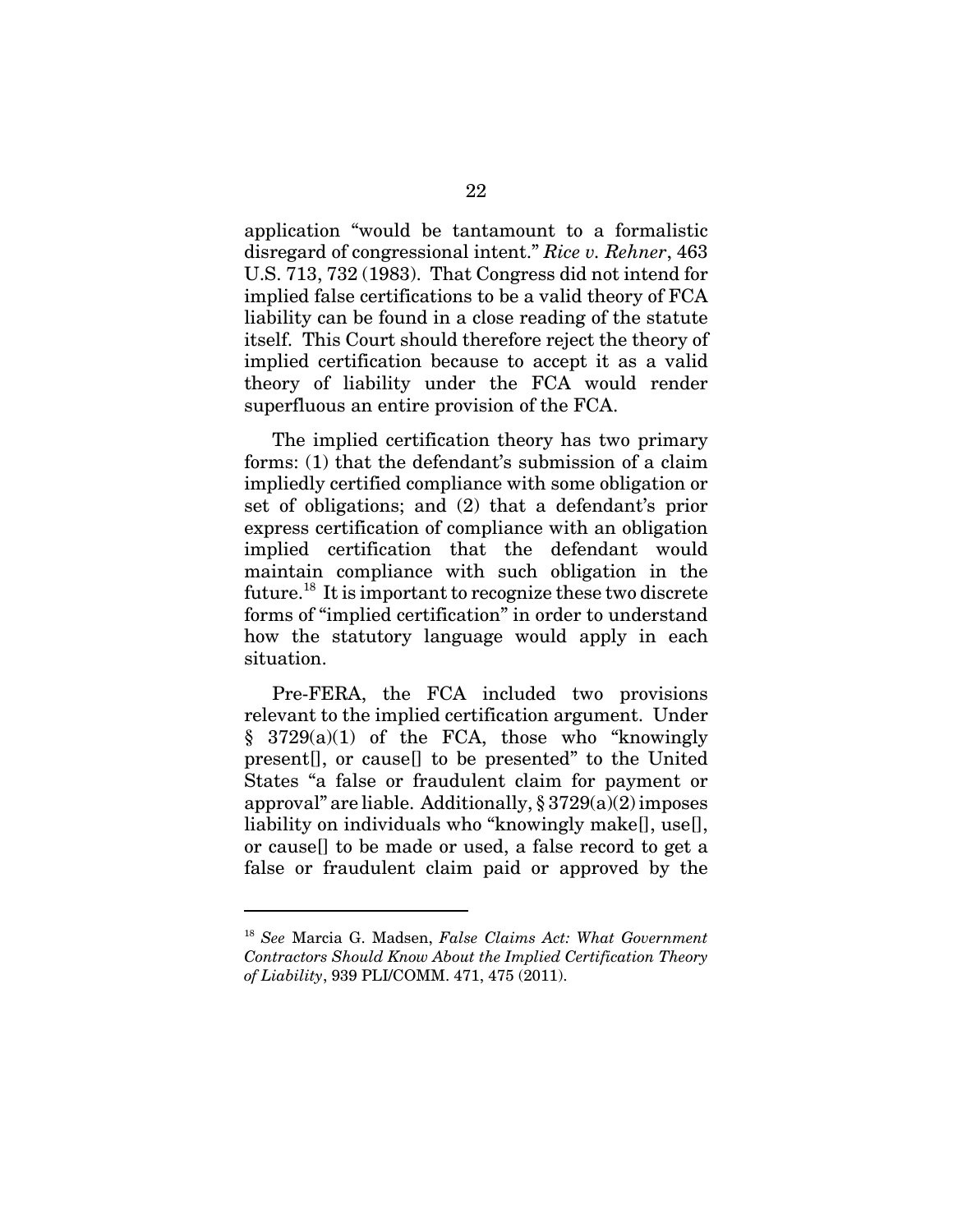application "would be tantamount to a formalistic disregard of congressional intent." *Rice v. Rehner*, 463 U.S. 713, 732 (1983). That Congress did not intend for implied false certifications to be a valid theory of FCA liability can be found in a close reading of the statute itself. This Court should therefore reject the theory of implied certification because to accept it as a valid theory of liability under the FCA would render superfluous an entire provision of the FCA.

The implied certification theory has two primary forms: (1) that the defendant's submission of a claim impliedly certified compliance with some obligation or set of obligations; and (2) that a defendant's prior express certification of compliance with an obligation implied certification that the defendant would maintain compliance with such obligation in the future.[18] It is important to recognize these two discrete forms of "implied certification" in order to understand how the statutory language would apply in each situation.

Pre-FERA, the FCA included two provisions relevant to the implied certification argument. Under § 3729(a)(1) of the FCA, those who "knowingly present[], or cause[] to be presented" to the United States "a false or fraudulent claim for payment or approval" are liable. Additionally, § 3729(a)(2) imposes liability on individuals who "knowingly make[], use[], or cause[] to be made or used, a false record to get a false or fraudulent claim paid or approved by the

---

[18] *See* Marcia G. Madsen, *False Claims Act: What Government Contractors Should Know About the Implied Certification Theory of Liability*, 939 PLI/COMM. 471, 475 (2011).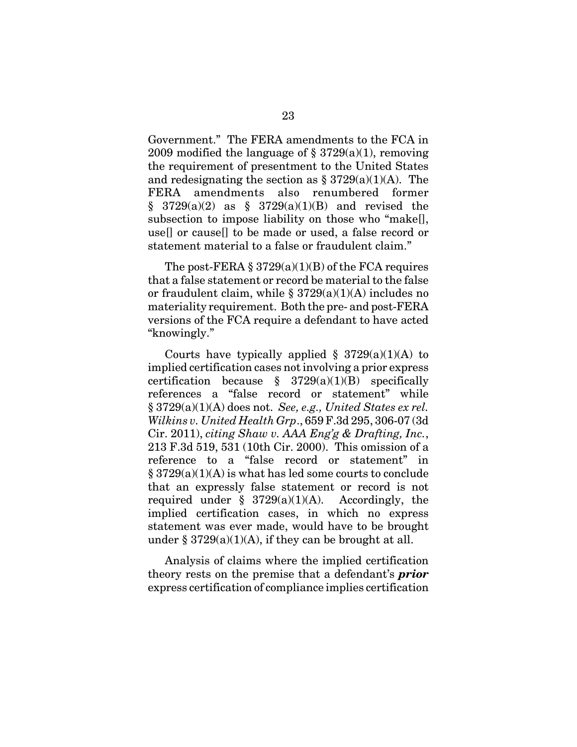Government." The FERA amendments to the FCA in 2009 modified the language of § 3729(a)(1), removing the requirement of presentment to the United States and redesignating the section as § 3729(a)(1)(A). The FERA amendments also renumbered former § 3729(a)(2) as § 3729(a)(1)(B) and revised the subsection to impose liability on those who "make[], use[] or cause[] to be made or used, a false record or statement material to a false or fraudulent claim."

The post-FERA § 3729(a)(1)(B) of the FCA requires that a false statement or record be material to the false or fraudulent claim, while § 3729(a)(1)(A) includes no materiality requirement. Both the pre- and post-FERA versions of the FCA require a defendant to have acted "knowingly."

Courts have typically applied § 3729(a)(1)(A) to implied certification cases not involving a prior express certification because § 3729(a)(1)(B) specifically references a "false record or statement" while § 3729(a)(1)(A) does not. *See, e.g., United States ex rel. Wilkins v. United Health Grp*., 659 F.3d 295, 306-07 (3d Cir. 2011), *citing Shaw v. AAA Eng'g & Drafting, Inc.*, 213 F.3d 519, 531 (10th Cir. 2000). This omission of a reference to a "false record or statement" in § 3729(a)(1)(A) is what has led some courts to conclude that an expressly false statement or record is not required under § 3729(a)(1)(A). Accordingly, the implied certification cases, in which no express statement was ever made, would have to be brought under § 3729(a)(1)(A), if they can be brought at all.

Analysis of claims where the implied certification theory rests on the premise that a defendant's ***prior*** express certification of compliance implies certification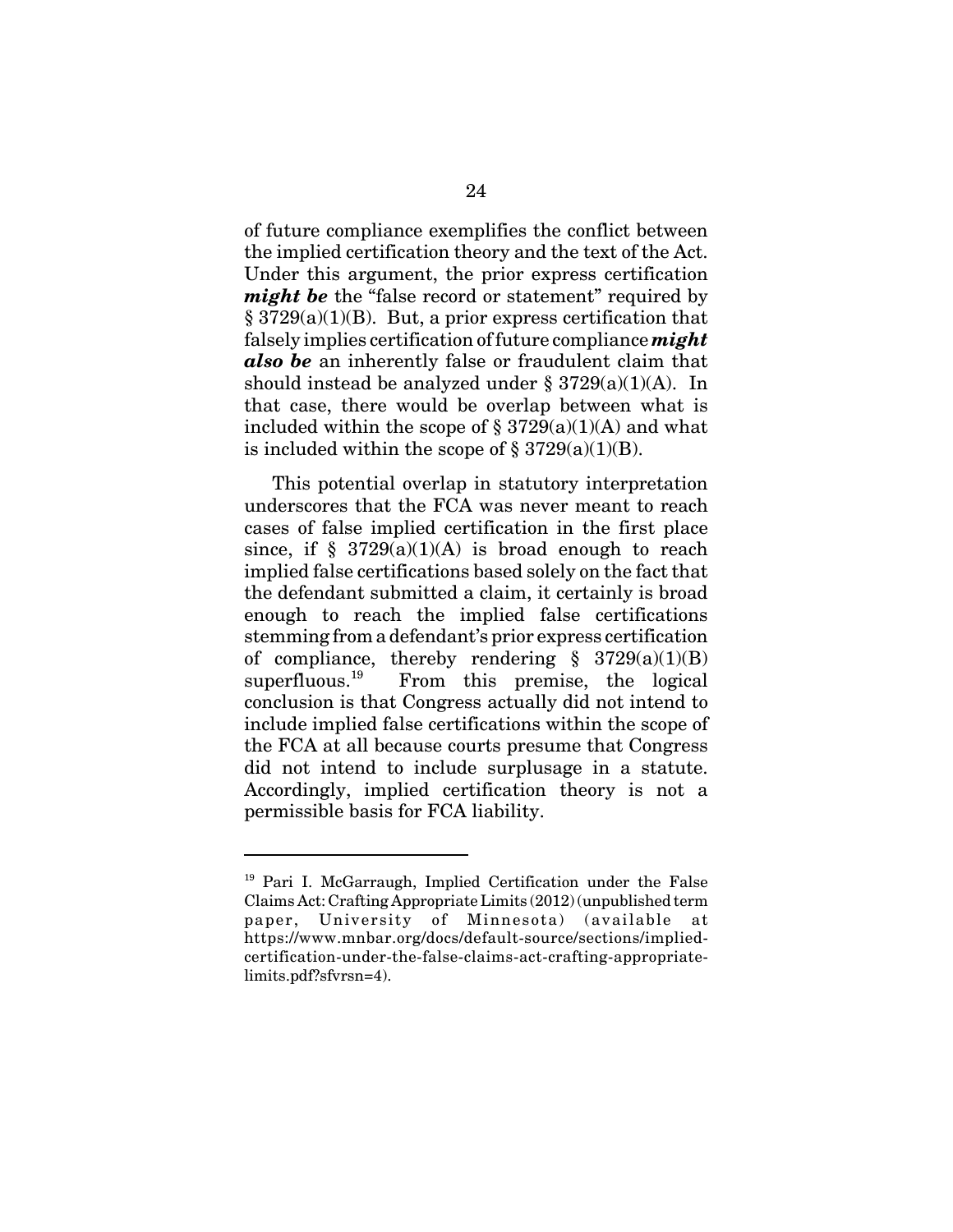of future compliance exemplifies the conflict between the implied certification theory and the text of the Act. Under this argument, the prior express certification ***might be*** the "false record or statement" required by § 3729(a)(1)(B). But, a prior express certification that falsely implies certification of future compliance ***might also be*** an inherently false or fraudulent claim that should instead be analyzed under § 3729(a)(1)(A). In that case, there would be overlap between what is included within the scope of § 3729(a)(1)(A) and what is included within the scope of § 3729(a)(1)(B).

This potential overlap in statutory interpretation underscores that the FCA was never meant to reach cases of false implied certification in the first place since, if § 3729(a)(1)(A) is broad enough to reach implied false certifications based solely on the fact that the defendant submitted a claim, it certainly is broad enough to reach the implied false certifications stemming from a defendant's prior express certification of compliance, thereby rendering § 3729(a)(1)(B) superfluous.[19] From this premise, the logical conclusion is that Congress actually did not intend to include implied false certifications within the scope of the FCA at all because courts presume that Congress did not intend to include surplusage in a statute. Accordingly, implied certification theory is not a permissible basis for FCA liability.

---

[19] Pari I. McGarraugh, Implied Certification under the False Claims Act: Crafting Appropriate Limits (2012) (unpublished term paper, University of Minnesota) (available at https://www.mnbar.org/docs/default-source/sections/implied-certification-under-the-false-claims-act-crafting-appropriate-limits.pdf?sfvrsn=4).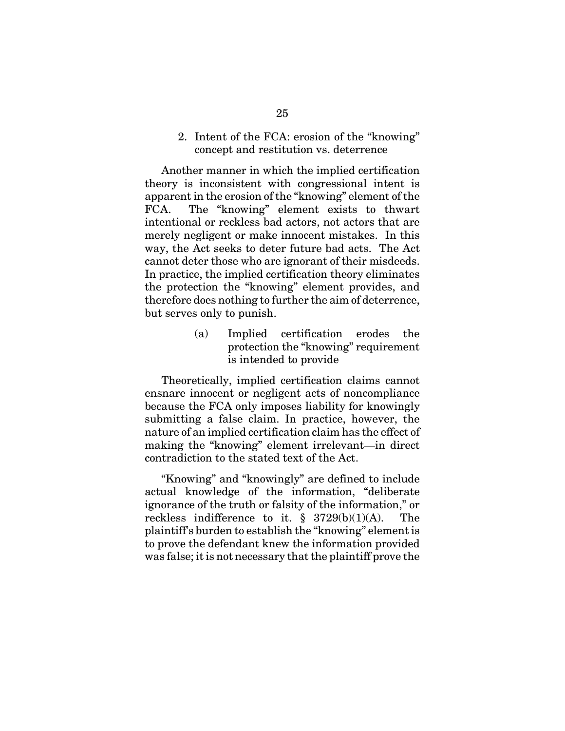### 2. Intent of the FCA: erosion of the "knowing" concept and restitution vs. deterrence

Another manner in which the implied certification theory is inconsistent with congressional intent is apparent in the erosion of the "knowing" element of the FCA. The "knowing" element exists to thwart intentional or reckless bad actors, not actors that are merely negligent or make innocent mistakes. In this way, the Act seeks to deter future bad acts. The Act cannot deter those who are ignorant of their misdeeds. In practice, the implied certification theory eliminates the protection the "knowing" element provides, and therefore does nothing to further the aim of deterrence, but serves only to punish.

#### (a) Implied certification erodes the protection the "knowing" requirement is intended to provide

Theoretically, implied certification claims cannot ensnare innocent or negligent acts of noncompliance because the FCA only imposes liability for knowingly submitting a false claim. In practice, however, the nature of an implied certification claim has the effect of making the "knowing" element irrelevant—in direct contradiction to the stated text of the Act.

"Knowing" and "knowingly" are defined to include actual knowledge of the information, "deliberate ignorance of the truth or falsity of the information," or reckless indifference to it. § 3729(b)(1)(A). The plaintiff's burden to establish the "knowing" element is to prove the defendant knew the information provided was false; it is not necessary that the plaintiff prove the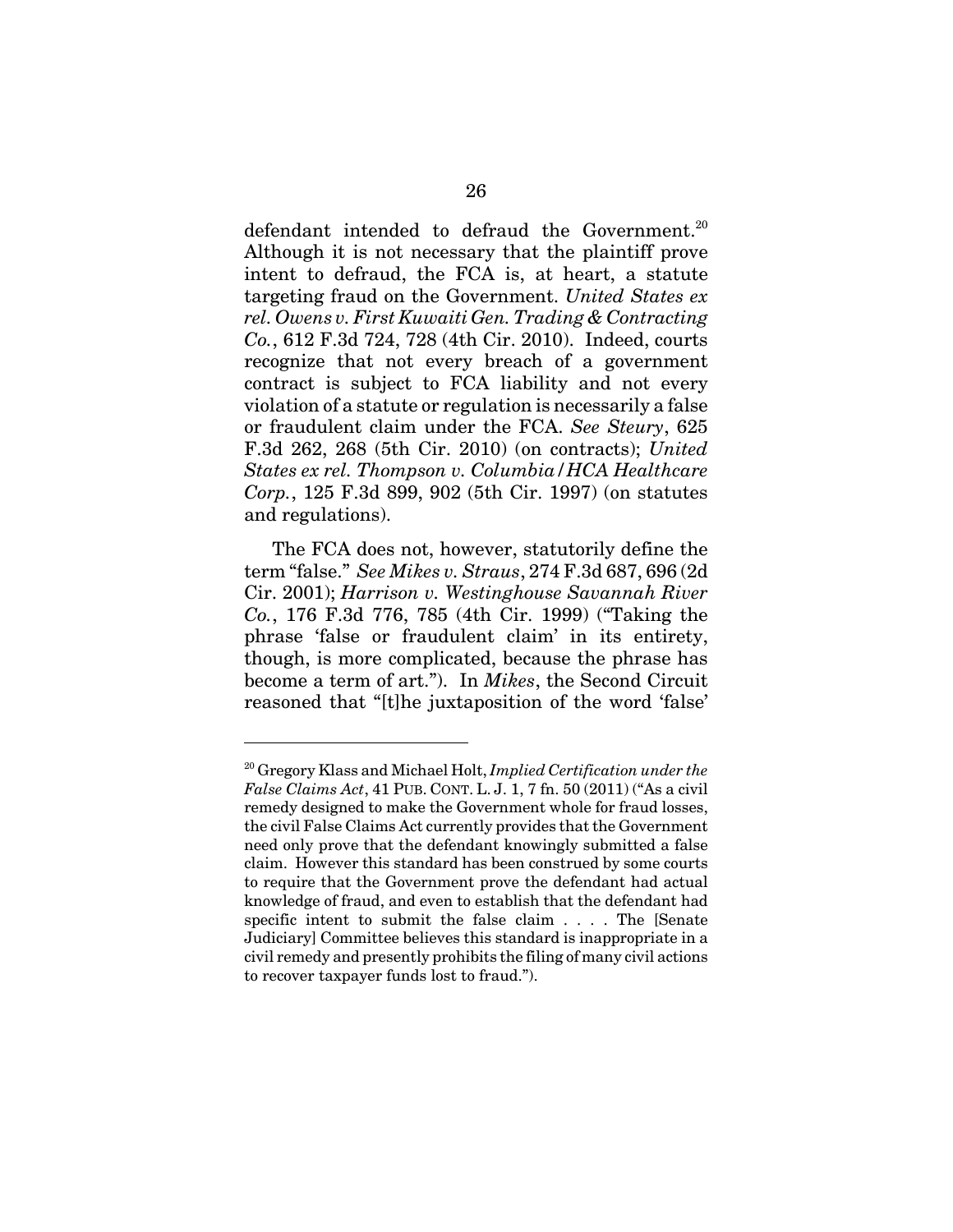defendant intended to defraud the Government.[20] Although it is not necessary that the plaintiff prove intent to defraud, the FCA is, at heart, a statute targeting fraud on the Government. *United States ex rel. Owens v. First Kuwaiti Gen. Trading & Contracting Co.*, 612 F.3d 724, 728 (4th Cir. 2010). Indeed, courts recognize that not every breach of a government contract is subject to FCA liability and not every violation of a statute or regulation is necessarily a false or fraudulent claim under the FCA. *See Steury*, 625 F.3d 262, 268 (5th Cir. 2010) (on contracts); *United States ex rel. Thompson v. Columbia/HCA Healthcare Corp.*, 125 F.3d 899, 902 (5th Cir. 1997) (on statutes and regulations).

The FCA does not, however, statutorily define the term "false." *See Mikes v. Straus*, 274 F.3d 687, 696 (2d Cir. 2001); *Harrison v. Westinghouse Savannah River Co.*, 176 F.3d 776, 785 (4th Cir. 1999) ("Taking the phrase 'false or fraudulent claim' in its entirety, though, is more complicated, because the phrase has become a term of art."). In *Mikes*, the Second Circuit reasoned that "[t]he juxtaposition of the word 'false'

---

[20] Gregory Klass and Michael Holt, *Implied Certification under the False Claims Act*, 41 PUB. CONT. L. J. 1, 7 fn. 50 (2011) ("As a civil remedy designed to make the Government whole for fraud losses, the civil False Claims Act currently provides that the Government need only prove that the defendant knowingly submitted a false claim. However this standard has been construed by some courts to require that the Government prove the defendant had actual knowledge of fraud, and even to establish that the defendant had specific intent to submit the false claim . . . . The [Senate Judiciary] Committee believes this standard is inappropriate in a civil remedy and presently prohibits the filing of many civil actions to recover taxpayer funds lost to fraud.").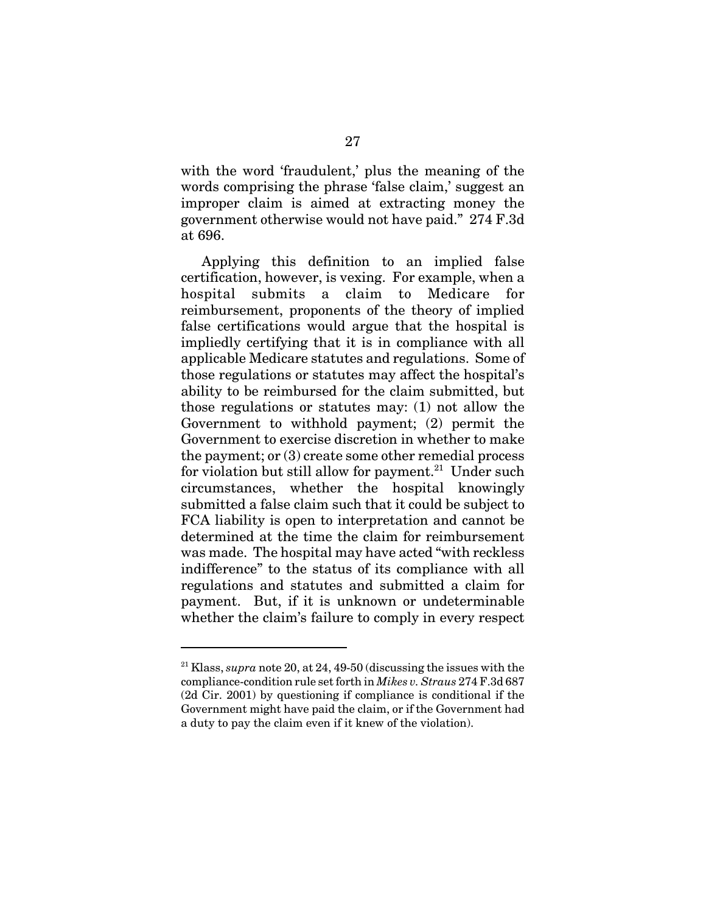with the word 'fraudulent,' plus the meaning of the words comprising the phrase 'false claim,' suggest an improper claim is aimed at extracting money the government otherwise would not have paid." 274 F.3d at 696.

Applying this definition to an implied false certification, however, is vexing. For example, when a hospital submits a claim to Medicare for reimbursement, proponents of the theory of implied false certifications would argue that the hospital is impliedly certifying that it is in compliance with all applicable Medicare statutes and regulations. Some of those regulations or statutes may affect the hospital's ability to be reimbursed for the claim submitted, but those regulations or statutes may: (1) not allow the Government to withhold payment; (2) permit the Government to exercise discretion in whether to make the payment; or (3) create some other remedial process for violation but still allow for payment.[21] Under such circumstances, whether the hospital knowingly submitted a false claim such that it could be subject to FCA liability is open to interpretation and cannot be determined at the time the claim for reimbursement was made. The hospital may have acted "with reckless indifference" to the status of its compliance with all regulations and statutes and submitted a claim for payment. But, if it is unknown or undeterminable whether the claim's failure to comply in every respect

---

[21] Klass, *supra* note 20, at 24, 49-50 (discussing the issues with the compliance-condition rule set forth in *Mikes v. Straus* 274 F.3d 687 (2d Cir. 2001) by questioning if compliance is conditional if the Government might have paid the claim, or if the Government had a duty to pay the claim even if it knew of the violation).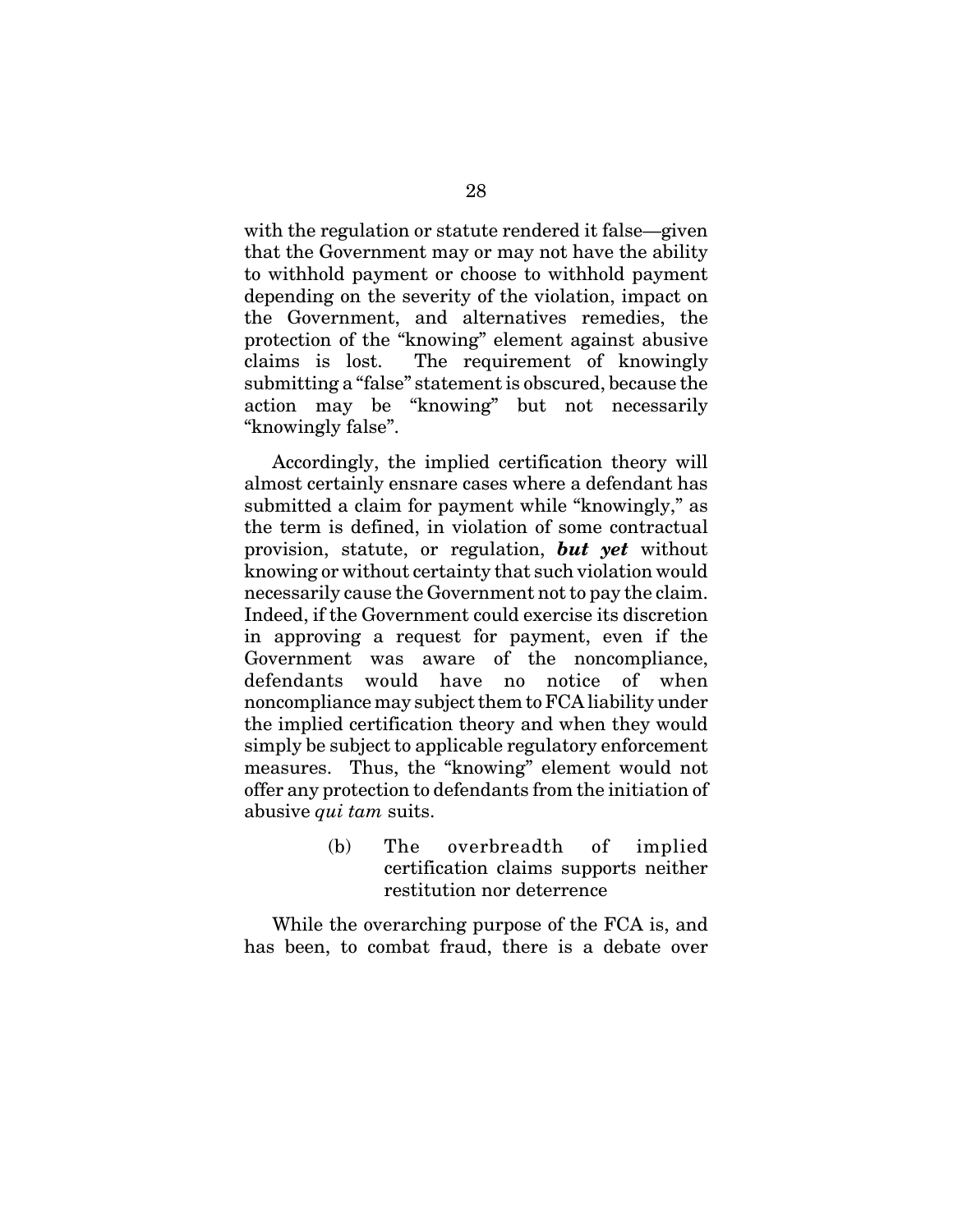with the regulation or statute rendered it false—given that the Government may or may not have the ability to withhold payment or choose to withhold payment depending on the severity of the violation, impact on the Government, and alternatives remedies, the protection of the "knowing" element against abusive claims is lost. The requirement of knowingly submitting a "false" statement is obscured, because the action may be "knowing" but not necessarily "knowingly false".

Accordingly, the implied certification theory will almost certainly ensnare cases where a defendant has submitted a claim for payment while "knowingly," as the term is defined, in violation of some contractual provision, statute, or regulation, ***but yet*** without knowing or without certainty that such violation would necessarily cause the Government not to pay the claim. Indeed, if the Government could exercise its discretion in approving a request for payment, even if the Government was aware of the noncompliance, defendants would have no notice of when noncompliance may subject them to FCA liability under the implied certification theory and when they would simply be subject to applicable regulatory enforcement measures. Thus, the "knowing" element would not offer any protection to defendants from the initiation of abusive *qui tam* suits.

(b) The overbreadth of implied certification claims supports neither restitution nor deterrence

While the overarching purpose of the FCA is, and has been, to combat fraud, there is a debate over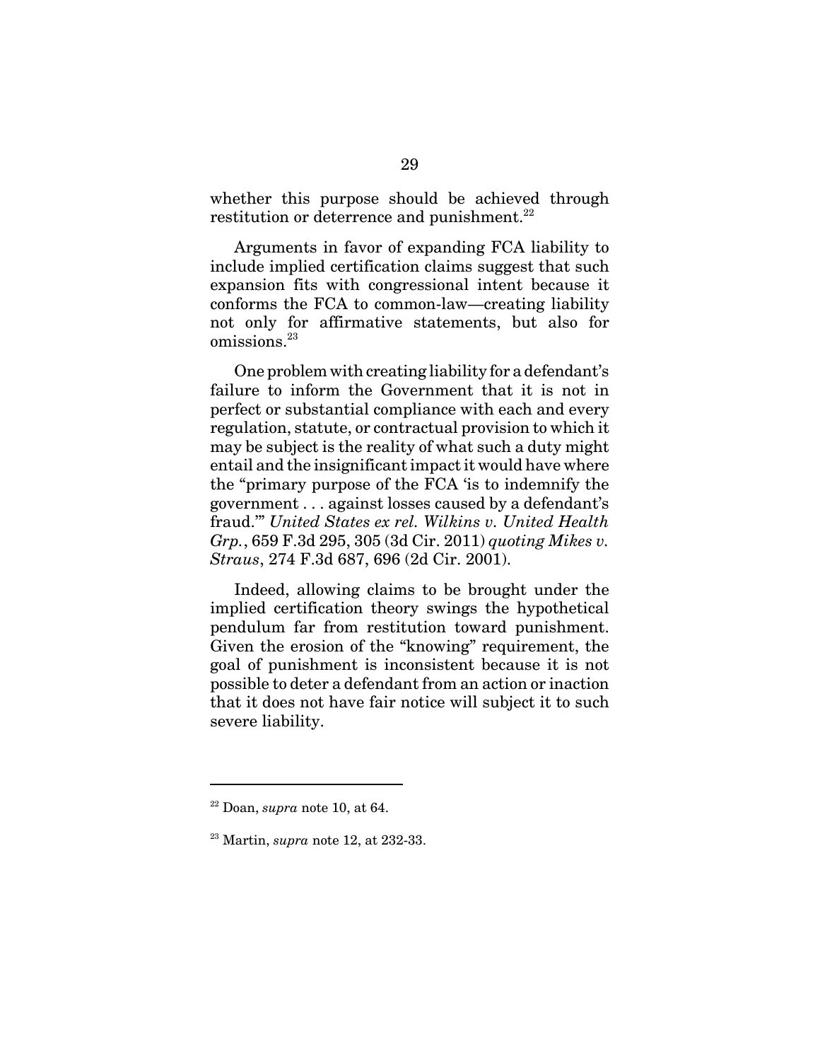whether this purpose should be achieved through restitution or deterrence and punishment.[22]

Arguments in favor of expanding FCA liability to include implied certification claims suggest that such expansion fits with congressional intent because it conforms the FCA to common-law—creating liability not only for affirmative statements, but also for omissions.[23]

One problem with creating liability for a defendant's failure to inform the Government that it is not in perfect or substantial compliance with each and every regulation, statute, or contractual provision to which it may be subject is the reality of what such a duty might entail and the insignificant impact it would have where the "primary purpose of the FCA 'is to indemnify the government . . . against losses caused by a defendant's fraud.'" *United States ex rel. Wilkins v. United Health Grp.*, 659 F.3d 295, 305 (3d Cir. 2011) *quoting Mikes v. Straus*, 274 F.3d 687, 696 (2d Cir. 2001).

Indeed, allowing claims to be brought under the implied certification theory swings the hypothetical pendulum far from restitution toward punishment. Given the erosion of the "knowing" requirement, the goal of punishment is inconsistent because it is not possible to deter a defendant from an action or inaction that it does not have fair notice will subject it to such severe liability.

---

[22] Doan, *supra* note 10, at 64.

[23] Martin, *supra* note 12, at 232-33.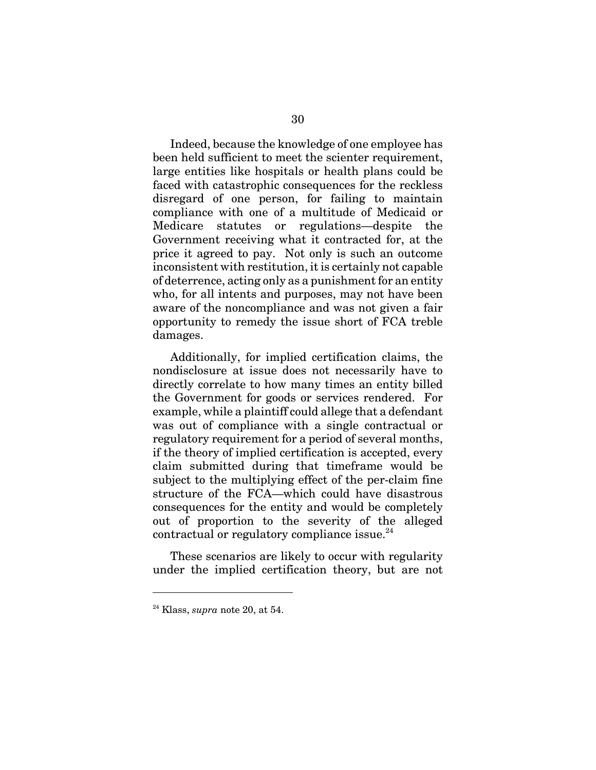Indeed, because the knowledge of one employee has been held sufficient to meet the scienter requirement, large entities like hospitals or health plans could be faced with catastrophic consequences for the reckless disregard of one person, for failing to maintain compliance with one of a multitude of Medicaid or Medicare statutes or regulations—despite the Government receiving what it contracted for, at the price it agreed to pay. Not only is such an outcome inconsistent with restitution, it is certainly not capable of deterrence, acting only as a punishment for an entity who, for all intents and purposes, may not have been aware of the noncompliance and was not given a fair opportunity to remedy the issue short of FCA treble damages.

Additionally, for implied certification claims, the nondisclosure at issue does not necessarily have to directly correlate to how many times an entity billed the Government for goods or services rendered. For example, while a plaintiff could allege that a defendant was out of compliance with a single contractual or regulatory requirement for a period of several months, if the theory of implied certification is accepted, every claim submitted during that timeframe would be subject to the multiplying effect of the per-claim fine structure of the FCA—which could have disastrous consequences for the entity and would be completely out of proportion to the severity of the alleged contractual or regulatory compliance issue.[24]

These scenarios are likely to occur with regularity under the implied certification theory, but are not

---

[24] Klass, *supra* note 20, at 54.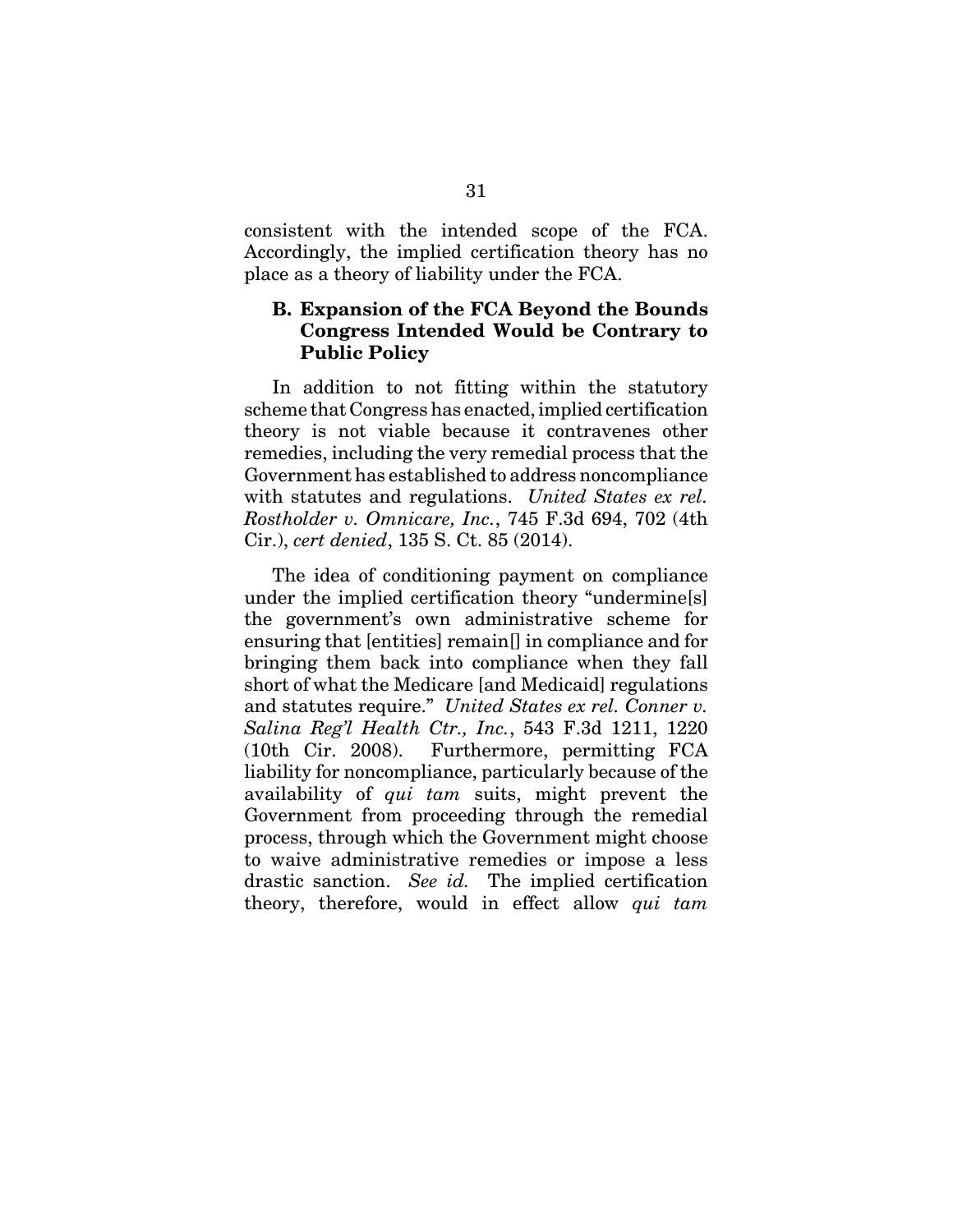consistent with the intended scope of the FCA. Accordingly, the implied certification theory has no place as a theory of liability under the FCA.

### B. Expansion of the FCA Beyond the Bounds Congress Intended Would be Contrary to Public Policy

In addition to not fitting within the statutory scheme that Congress has enacted, implied certification theory is not viable because it contravenes other remedies, including the very remedial process that the Government has established to address noncompliance with statutes and regulations. *United States ex rel. Rostholder v. Omnicare, Inc.*, 745 F.3d 694, 702 (4th Cir.), *cert denied*, 135 S. Ct. 85 (2014).

The idea of conditioning payment on compliance under the implied certification theory "undermine[s] the government's own administrative scheme for ensuring that [entities] remain[] in compliance and for bringing them back into compliance when they fall short of what the Medicare [and Medicaid] regulations and statutes require." *United States ex rel. Conner v. Salina Reg'l Health Ctr., Inc.*, 543 F.3d 1211, 1220 (10th Cir. 2008). Furthermore, permitting FCA liability for noncompliance, particularly because of the availability of *qui tam* suits, might prevent the Government from proceeding through the remedial process, through which the Government might choose to waive administrative remedies or impose a less drastic sanction. *See id.* The implied certification theory, therefore, would in effect allow *qui tam*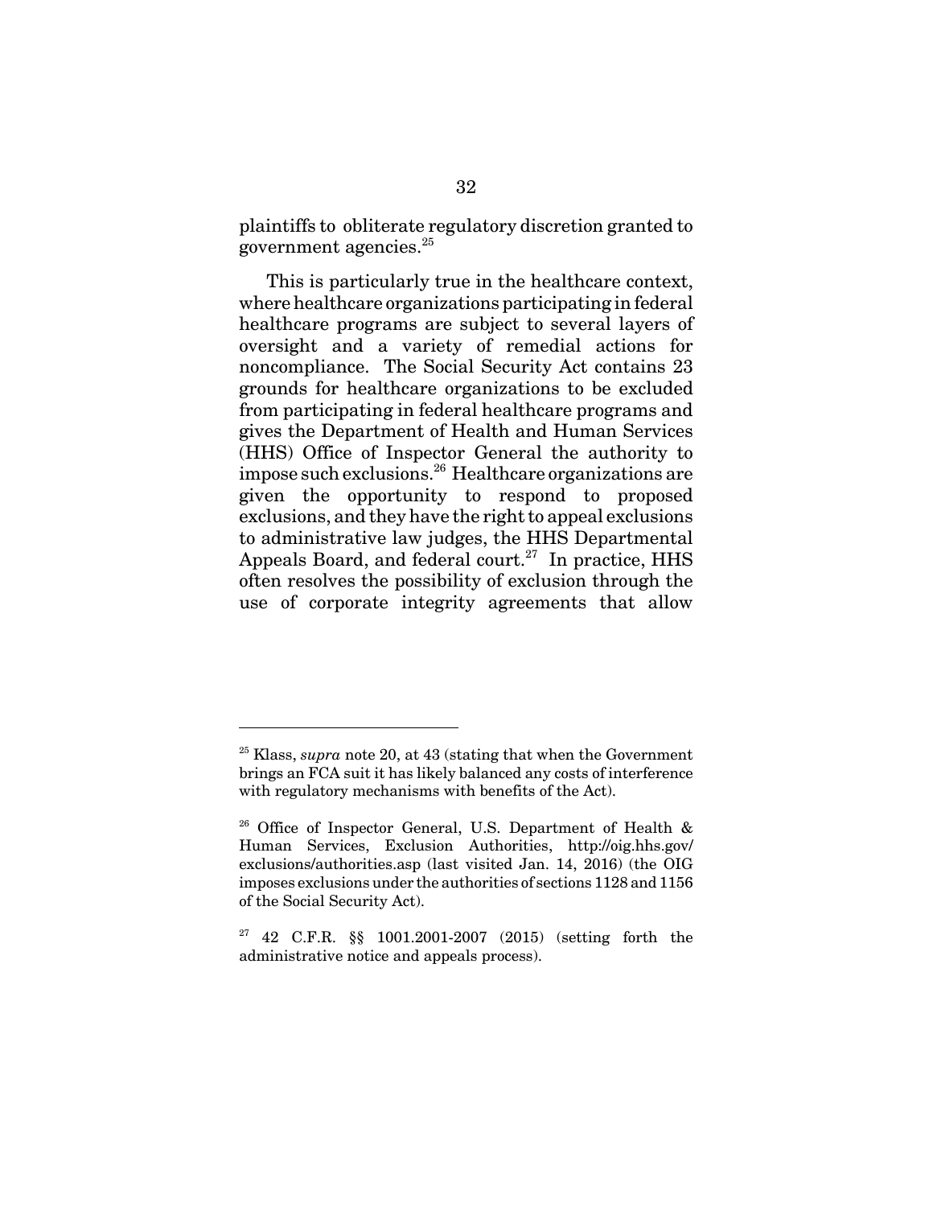plaintiffs to obliterate regulatory discretion granted to government agencies.[25]

This is particularly true in the healthcare context, where healthcare organizations participating in federal healthcare programs are subject to several layers of oversight and a variety of remedial actions for noncompliance. The Social Security Act contains 23 grounds for healthcare organizations to be excluded from participating in federal healthcare programs and gives the Department of Health and Human Services (HHS) Office of Inspector General the authority to impose such exclusions.[26] Healthcare organizations are given the opportunity to respond to proposed exclusions, and they have the right to appeal exclusions to administrative law judges, the HHS Departmental Appeals Board, and federal court.[27] In practice, HHS often resolves the possibility of exclusion through the use of corporate integrity agreements that allow

---

[25] Klass, *supra* note 20, at 43 (stating that when the Government brings an FCA suit it has likely balanced any costs of interference with regulatory mechanisms with benefits of the Act).

[26] Office of Inspector General, U.S. Department of Health & Human Services, Exclusion Authorities, http://oig.hhs.gov/exclusions/authorities.asp (last visited Jan. 14, 2016) (the OIG imposes exclusions under the authorities of sections 1128 and 1156 of the Social Security Act).

[27] 42 C.F.R. §§ 1001.2001-2007 (2015) (setting forth the administrative notice and appeals process).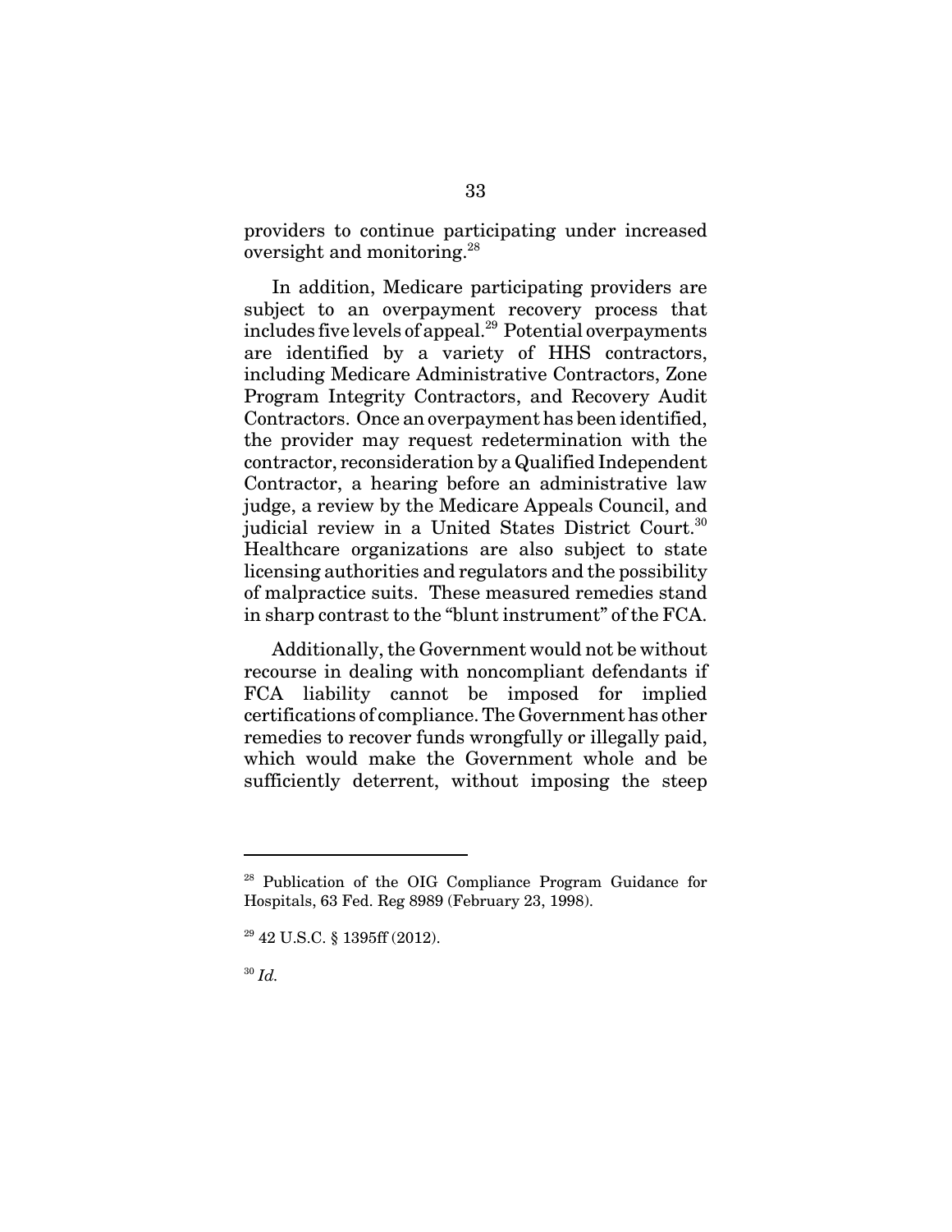providers to continue participating under increased oversight and monitoring.[28]

In addition, Medicare participating providers are subject to an overpayment recovery process that includes five levels of appeal.[29] Potential overpayments are identified by a variety of HHS contractors, including Medicare Administrative Contractors, Zone Program Integrity Contractors, and Recovery Audit Contractors. Once an overpayment has been identified, the provider may request redetermination with the contractor, reconsideration by a Qualified Independent Contractor, a hearing before an administrative law judge, a review by the Medicare Appeals Council, and judicial review in a United States District Court.[30] Healthcare organizations are also subject to state licensing authorities and regulators and the possibility of malpractice suits. These measured remedies stand in sharp contrast to the "blunt instrument" of the FCA.

Additionally, the Government would not be without recourse in dealing with noncompliant defendants if FCA liability cannot be imposed for implied certifications of compliance. The Government has other remedies to recover funds wrongfully or illegally paid, which would make the Government whole and be sufficiently deterrent, without imposing the steep

---

[28] Publication of the OIG Compliance Program Guidance for Hospitals, 63 Fed. Reg 8989 (February 23, 1998).

[29] 42 U.S.C. § 1395ff (2012).

[30] *Id.*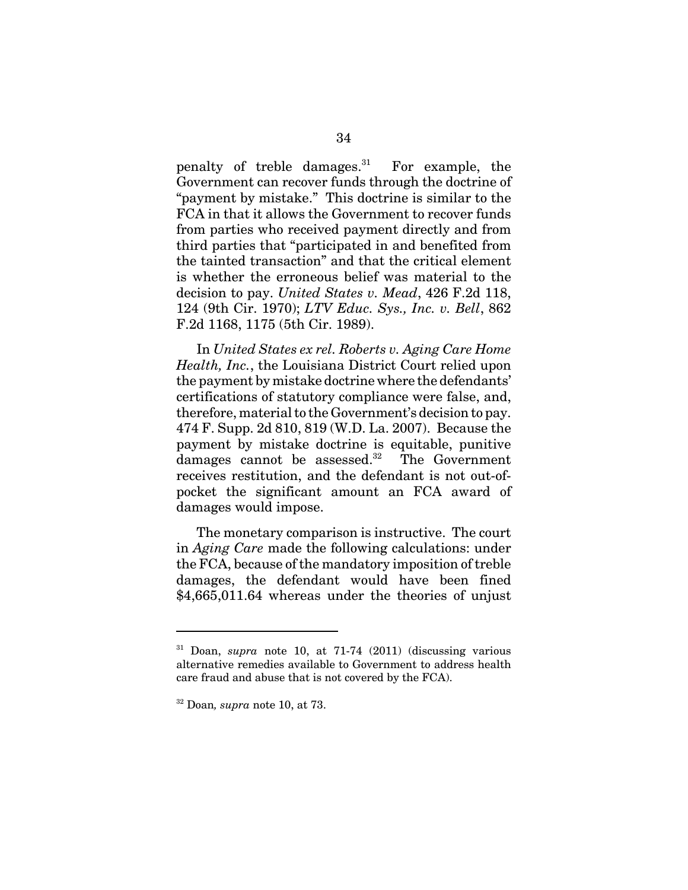penalty of treble damages.[31] For example, the Government can recover funds through the doctrine of "payment by mistake." This doctrine is similar to the FCA in that it allows the Government to recover funds from parties who received payment directly and from third parties that "participated in and benefited from the tainted transaction" and that the critical element is whether the erroneous belief was material to the decision to pay. *United States v. Mead*, 426 F.2d 118, 124 (9th Cir. 1970); *LTV Educ. Sys., Inc. v. Bell*, 862 F.2d 1168, 1175 (5th Cir. 1989).

In *United States ex rel. Roberts v. Aging Care Home Health, Inc.*, the Louisiana District Court relied upon the payment by mistake doctrine where the defendants' certifications of statutory compliance were false, and, therefore, material to the Government's decision to pay. 474 F. Supp. 2d 810, 819 (W.D. La. 2007). Because the payment by mistake doctrine is equitable, punitive damages cannot be assessed.[32] The Government receives restitution, and the defendant is not out-of-pocket the significant amount an FCA award of damages would impose.

The monetary comparison is instructive. The court in *Aging Care* made the following calculations: under the FCA, because of the mandatory imposition of treble damages, the defendant would have been fined $4,665,011.64 whereas under the theories of unjust

---

[31] Doan, *supra* note 10, at 71-74 (2011) (discussing various alternative remedies available to Government to address health care fraud and abuse that is not covered by the FCA).

[32] Doan*, supra* note 10, at 73.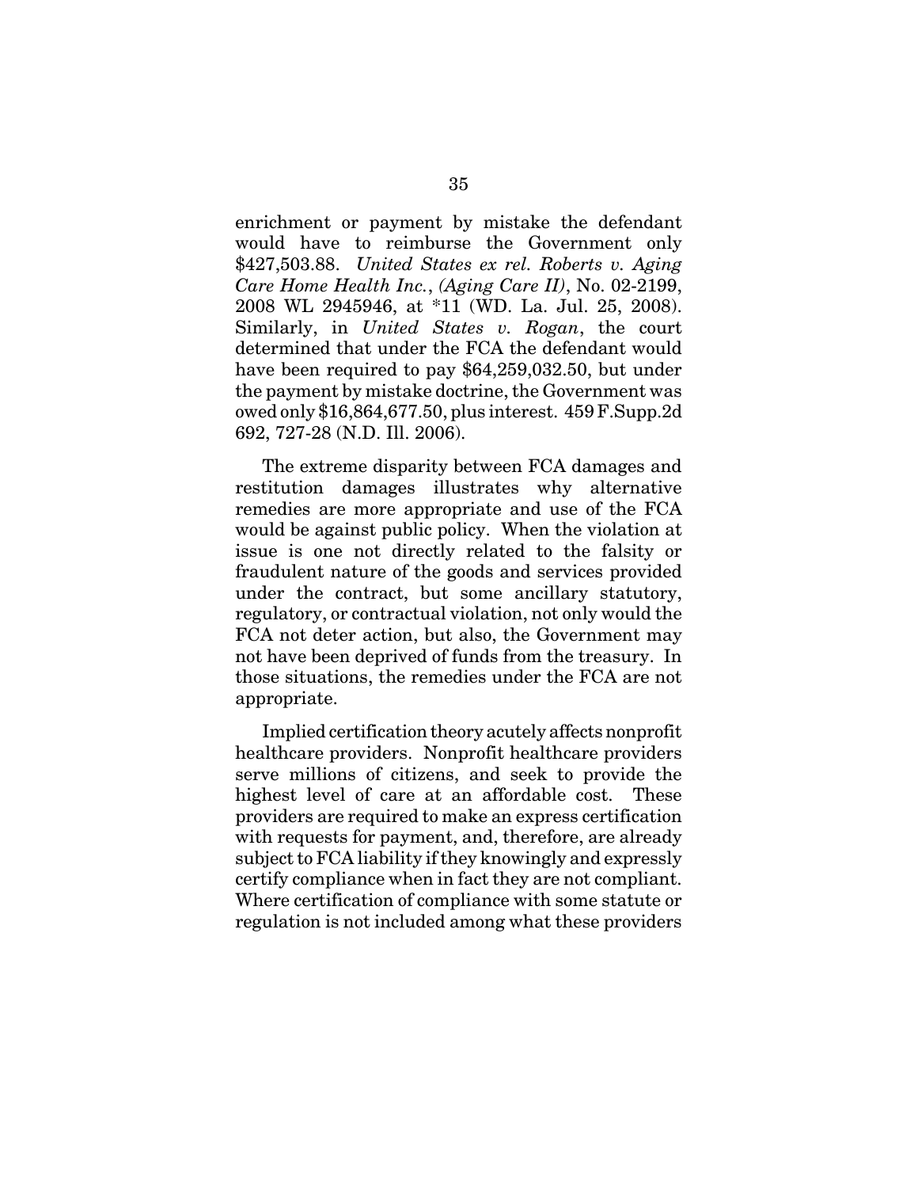enrichment or payment by mistake the defendant would have to reimburse the Government only $427,503.88. *United States ex rel. Roberts v. Aging Care Home Health Inc.*, *(Aging Care II)*, No. 02-2199, 2008 WL 2945946, at *11 (WD. La. Jul. 25, 2008). Similarly, in *United States v. Rogan*, the court determined that under the FCA the defendant would have been required to pay $64,259,032.50, but under the payment by mistake doctrine, the Government was owed only $16,864,677.50, plus interest. 459 F.Supp.2d 692, 727-28 (N.D. Ill. 2006).

The extreme disparity between FCA damages and restitution damages illustrates why alternative remedies are more appropriate and use of the FCA would be against public policy. When the violation at issue is one not directly related to the falsity or fraudulent nature of the goods and services provided under the contract, but some ancillary statutory, regulatory, or contractual violation, not only would the FCA not deter action, but also, the Government may not have been deprived of funds from the treasury. In those situations, the remedies under the FCA are not appropriate.

Implied certification theory acutely affects nonprofit healthcare providers. Nonprofit healthcare providers serve millions of citizens, and seek to provide the highest level of care at an affordable cost. These providers are required to make an express certification with requests for payment, and, therefore, are already subject to FCA liability if they knowingly and expressly certify compliance when in fact they are not compliant. Where certification of compliance with some statute or regulation is not included among what these providers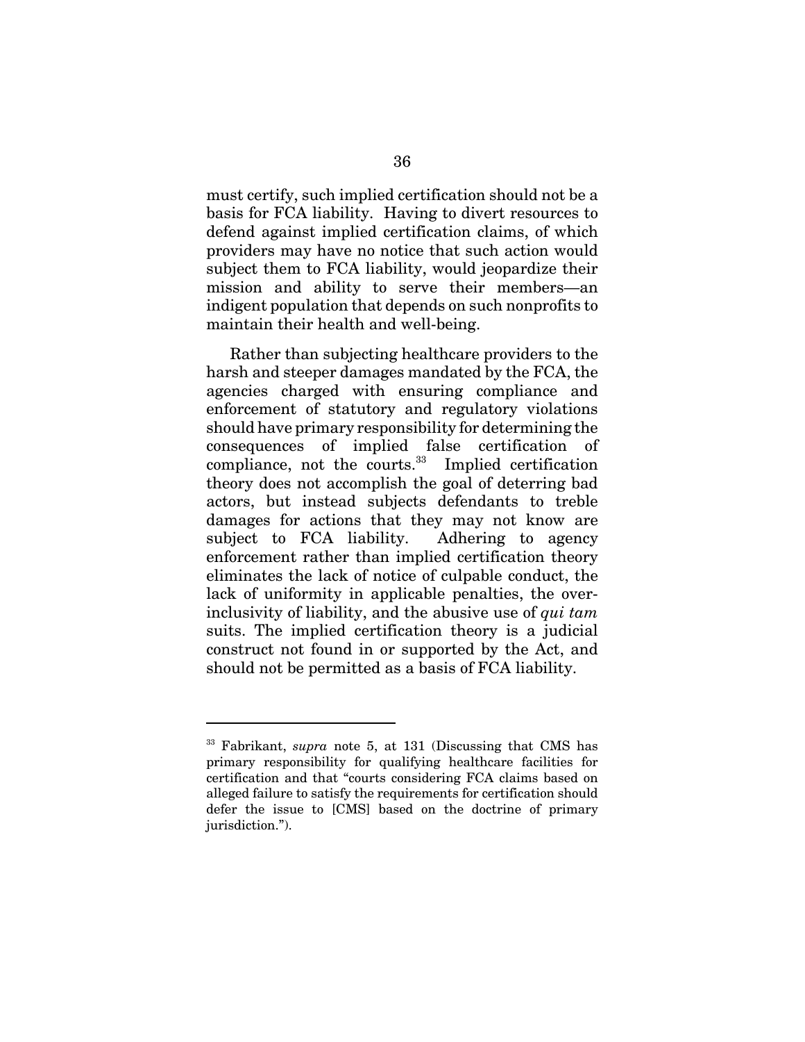must certify, such implied certification should not be a basis for FCA liability. Having to divert resources to defend against implied certification claims, of which providers may have no notice that such action would subject them to FCA liability, would jeopardize their mission and ability to serve their members—an indigent population that depends on such nonprofits to maintain their health and well-being.

Rather than subjecting healthcare providers to the harsh and steeper damages mandated by the FCA, the agencies charged with ensuring compliance and enforcement of statutory and regulatory violations should have primary responsibility for determining the consequences of implied false certification of compliance, not the courts.[33] Implied certification theory does not accomplish the goal of deterring bad actors, but instead subjects defendants to treble damages for actions that they may not know are subject to FCA liability. Adhering to agency enforcement rather than implied certification theory eliminates the lack of notice of culpable conduct, the lack of uniformity in applicable penalties, the over-inclusivity of liability, and the abusive use of *qui tam* suits. The implied certification theory is a judicial construct not found in or supported by the Act, and should not be permitted as a basis of FCA liability.

---

[33] Fabrikant, *supra* note 5, at 131 (Discussing that CMS has primary responsibility for qualifying healthcare facilities for certification and that "courts considering FCA claims based on alleged failure to satisfy the requirements for certification should defer the issue to [CMS] based on the doctrine of primary jurisdiction.").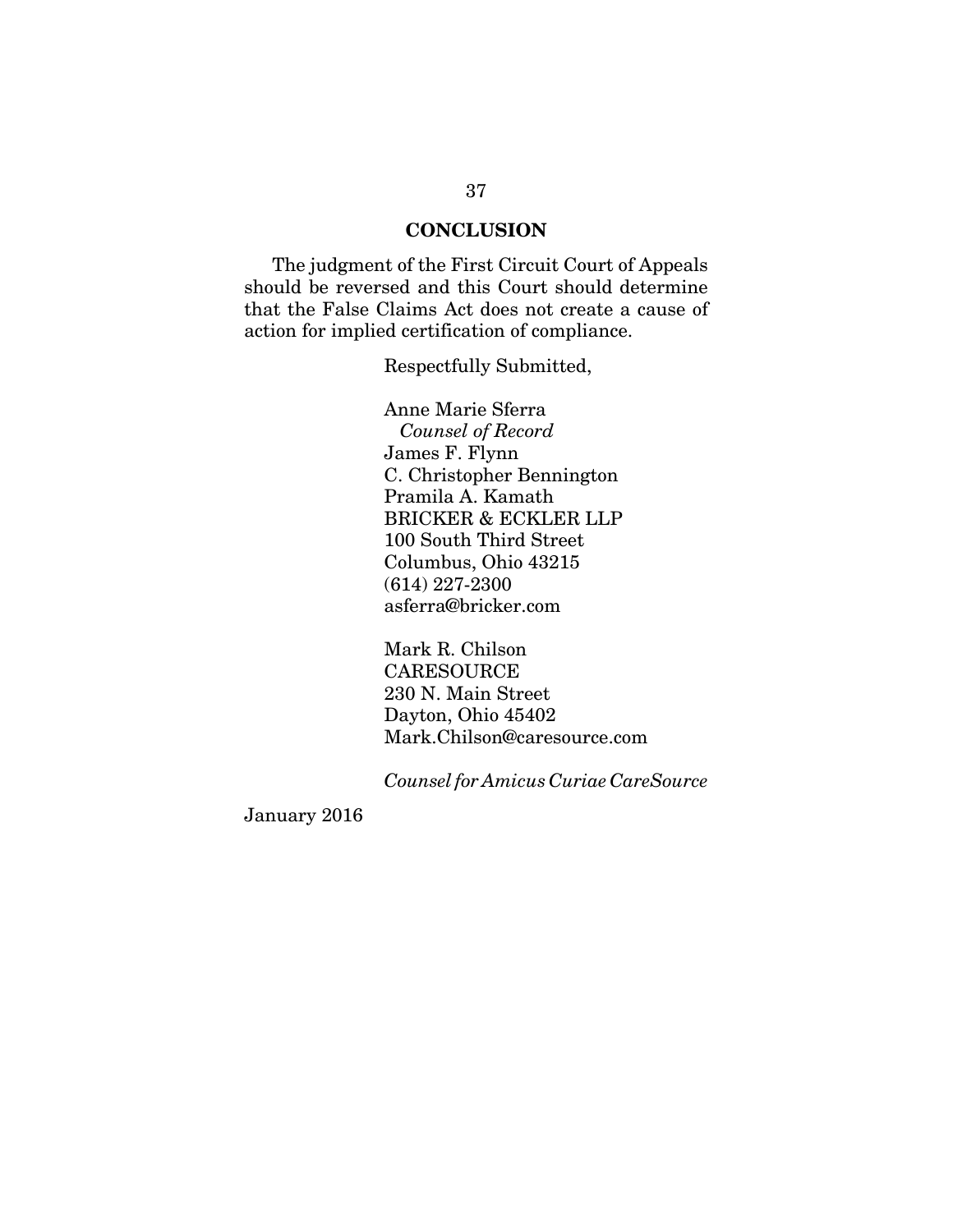## CONCLUSION

The judgment of the First Circuit Court of Appeals should be reversed and this Court should determine that the False Claims Act does not create a cause of action for implied certification of compliance.

Respectfully Submitted,

Anne Marie Sferra
*Counsel of Record*
James F. Flynn
C. Christopher Bennington
Pramila A. Kamath
BRICKER & ECKLER LLP
100 South Third Street
Columbus, Ohio 43215
(614) 227-2300
asferra@bricker.com

Mark R. Chilson
CARESOURCE
230 N. Main Street
Dayton, Ohio 45402
Mark.Chilson@caresource.com

*Counsel for Amicus Curiae CareSource*

January 2016